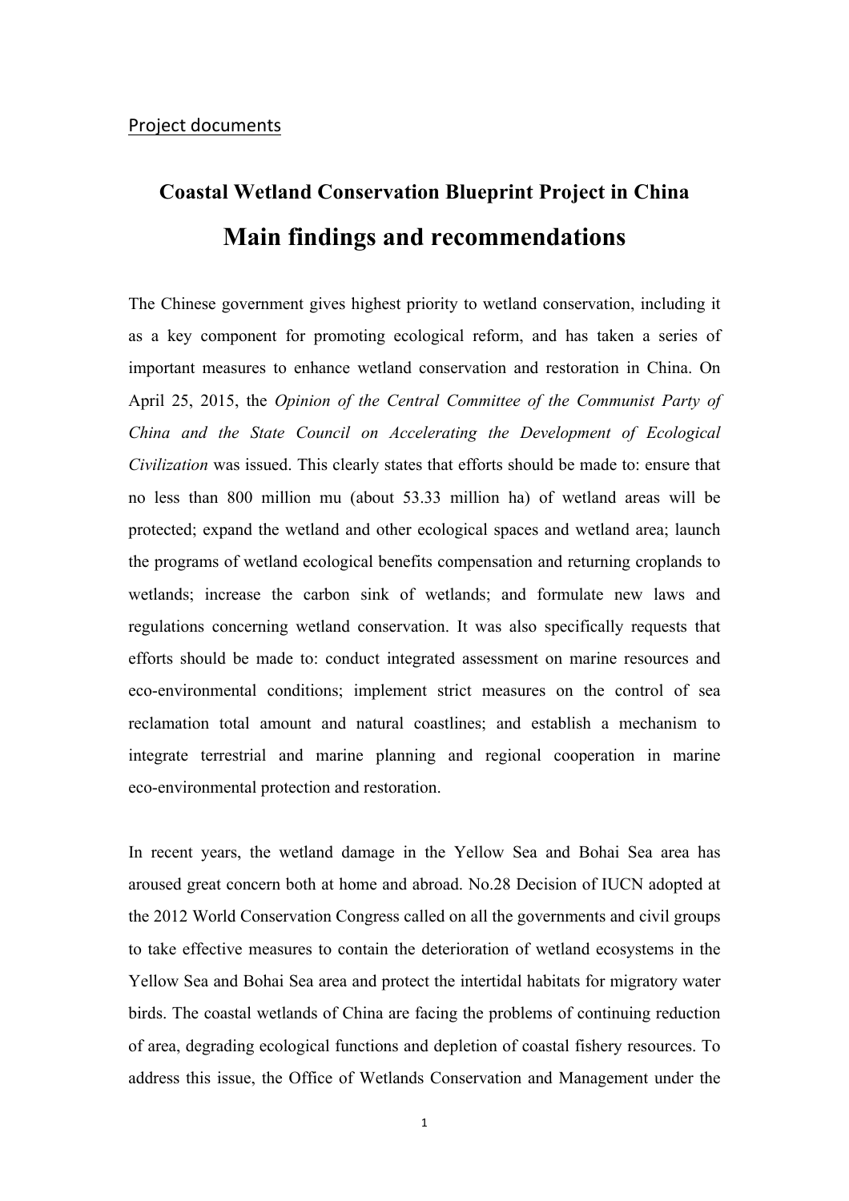Project documents

# Coastal Wetland Conservation Blueprint Project in China

# Main findings and recommendations

The Chinese government gives highest priority to wetland conservation, including it as a key component for promoting ecological reform, and has taken a series of important measures to enhance wetland conservation and restoration in China. On April 25, 2015, the *Opinion of the Central Committee of the Communist Party of China and the State Council on Accelerating the Development of Ecological Civilization* was issued. This clearly states that efforts should be made to: ensure that no less than 800 million mu (about 53.33 million ha) of wetland areas will be protected; expand the wetland and other ecological spaces and wetland area; launch the programs of wetland ecological benefits compensation and returning croplands to wetlands; increase the carbon sink of wetlands; and formulate new laws and regulations concerning wetland conservation. It was also specifically requests that efforts should be made to: conduct integrated assessment on marine resources and eco-environmental conditions; implement strict measures on the control of sea reclamation total amount and natural coastlines; and establish a mechanism to integrate terrestrial and marine planning and regional cooperation in marine eco-environmental protection and restoration.

In recent years, the wetland damage in the Yellow Sea and Bohai Sea area has aroused great concern both at home and abroad. No.28 Decision of IUCN adopted at the 2012 World Conservation Congress called on all the governments and civil groups to take effective measures to contain the deterioration of wetland ecosystems in the Yellow Sea and Bohai Sea area and protect the intertidal habitats for migratory water birds. The coastal wetlands of China are facing the problems of continuing reduction of area, degrading ecological functions and depletion of coastal fishery resources. To address this issue, the Office of Wetlands Conservation and Management under the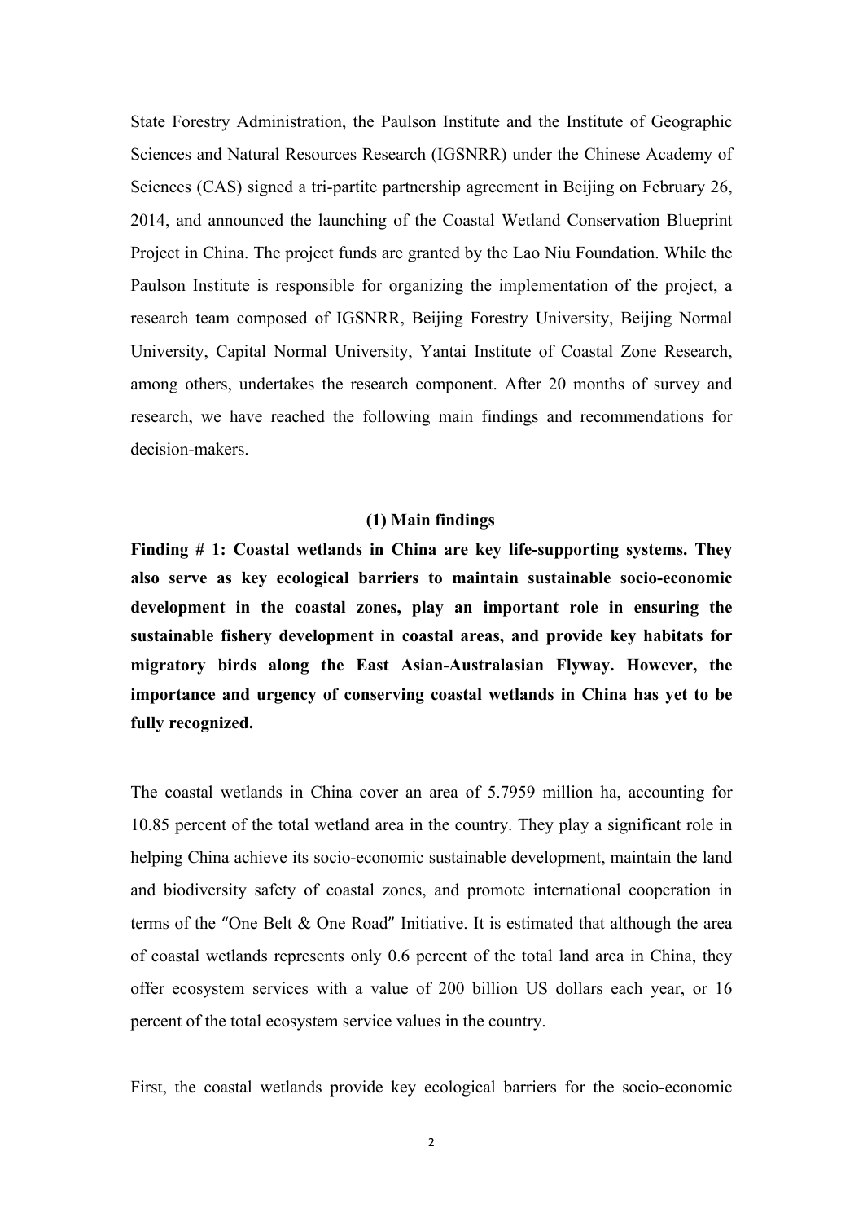State Forestry Administration, the Paulson Institute and the Institute of Geographic Sciences and Natural Resources Research (IGSNRR) under the Chinese Academy of Sciences (CAS) signed a tri-partite partnership agreement in Beijing on February 26, 2014, and announced the launching of the Coastal Wetland Conservation Blueprint Project in China. The project funds are granted by the Lao Niu Foundation. While the Paulson Institute is responsible for organizing the implementation of the project, a research team composed of IGSNRR, Beijing Forestry University, Beijing Normal University, Capital Normal University, Yantai Institute of Coastal Zone Research, among others, undertakes the research component. After 20 months of survey and research, we have reached the following main findings and recommendations for decision-makers.

## (1) Main findings

**Finding # 1: Coastal wetlands in China are key life-supporting systems. They also serve as key ecological barriers to maintain sustainable socio-economic development in the coastal zones, play an important role in ensuring the sustainable fishery development in coastal areas, and provide key habitats for migratory birds along the East Asian-Australasian Flyway. However, the importance and urgency of conserving coastal wetlands in China has yet to be fully recognized.**

The coastal wetlands in China cover an area of 5.7959 million ha, accounting for 10.85 percent of the total wetland area in the country. They play a significant role in helping China achieve its socio-economic sustainable development, maintain the land and biodiversity safety of coastal zones, and promote international cooperation in terms of the "One Belt & One Road" Initiative. It is estimated that although the area of coastal wetlands represents only 0.6 percent of the total land area in China, they offer ecosystem services with a value of 200 billion US dollars each year, or 16 percent of the total ecosystem service values in the country.

First, the coastal wetlands provide key ecological barriers for the socio-economic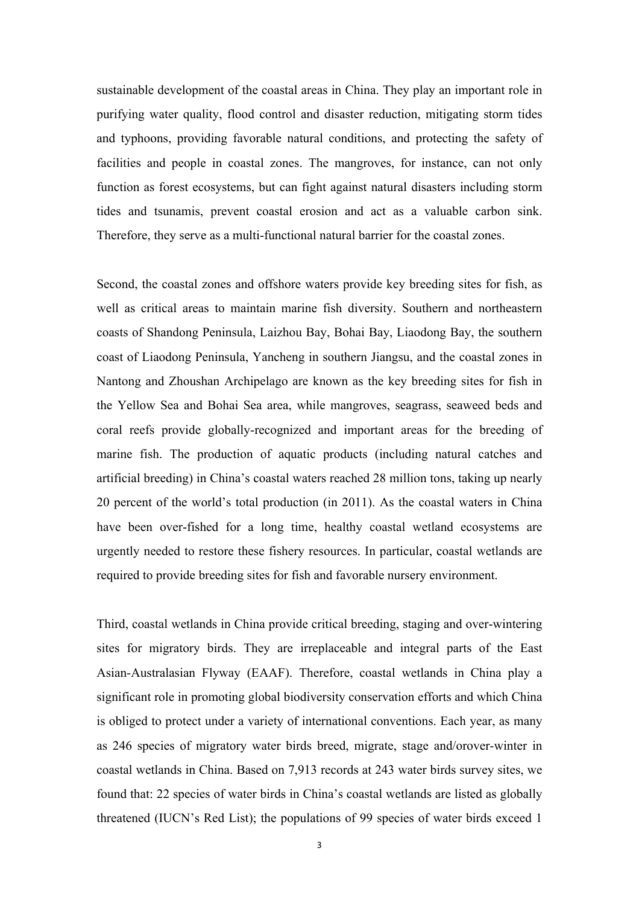sustainable development of the coastal areas in China. They play an important role in purifying water quality, flood control and disaster reduction, mitigating storm tides and typhoons, providing favorable natural conditions, and protecting the safety of facilities and people in coastal zones. The mangroves, for instance, can not only function as forest ecosystems, but can fight against natural disasters including storm tides and tsunamis, prevent coastal erosion and act as a valuable carbon sink. Therefore, they serve as a multi-functional natural barrier for the coastal zones.

Second, the coastal zones and offshore waters provide key breeding sites for fish, as well as critical areas to maintain marine fish diversity. Southern and northeastern coasts of Shandong Peninsula, Laizhou Bay, Bohai Bay, Liaodong Bay, the southern coast of Liaodong Peninsula, Yancheng in southern Jiangsu, and the coastal zones in Nantong and Zhoushan Archipelago are known as the key breeding sites for fish in the Yellow Sea and Bohai Sea area, while mangroves, seagrass, seaweed beds and coral reefs provide globally-recognized and important areas for the breeding of marine fish. The production of aquatic products (including natural catches and artificial breeding) in China's coastal waters reached 28 million tons, taking up nearly 20 percent of the world's total production (in 2011). As the coastal waters in China have been over-fished for a long time, healthy coastal wetland ecosystems are urgently needed to restore these fishery resources. In particular, coastal wetlands are required to provide breeding sites for fish and favorable nursery environment.

Third, coastal wetlands in China provide critical breeding, staging and over-wintering sites for migratory birds. They are irreplaceable and integral parts of the East Asian-Australasian Flyway (EAAF). Therefore, coastal wetlands in China play a significant role in promoting global biodiversity conservation efforts and which China is obliged to protect under a variety of international conventions. Each year, as many as 246 species of migratory water birds breed, migrate, stage and/orover-winter in coastal wetlands in China. Based on 7,913 records at 243 water birds survey sites, we found that: 22 species of water birds in China's coastal wetlands are listed as globally threatened (IUCN's Red List); the populations of 99 species of water birds exceed 1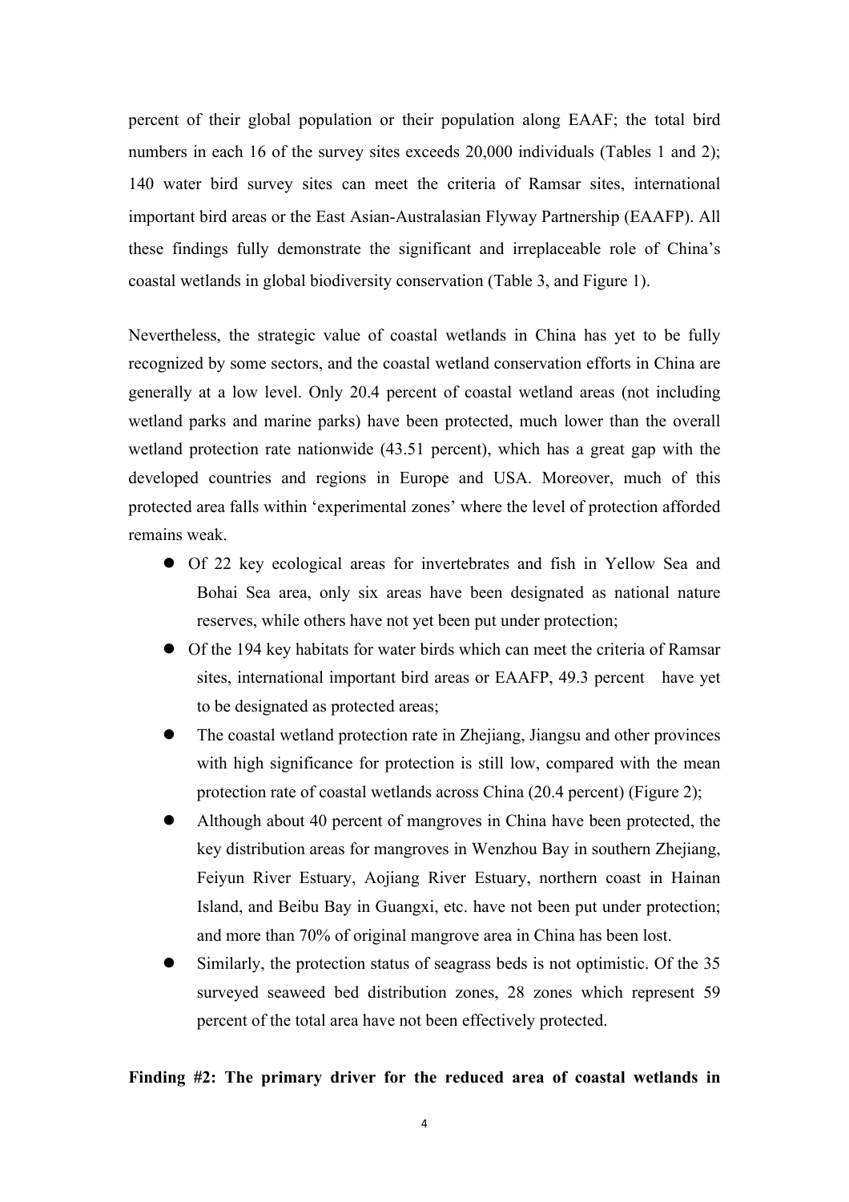percent of their global population or their population along EAAF; the total bird numbers in each 16 of the survey sites exceeds 20,000 individuals (Tables 1 and 2); 140 water bird survey sites can meet the criteria of Ramsar sites, international important bird areas or the East Asian-Australasian Flyway Partnership (EAAFP). All these findings fully demonstrate the significant and irreplaceable role of China's coastal wetlands in global biodiversity conservation (Table 3, and Figure 1).

Nevertheless, the strategic value of coastal wetlands in China has yet to be fully recognized by some sectors, and the coastal wetland conservation efforts in China are generally at a low level. Only 20.4 percent of coastal wetland areas (not including wetland parks and marine parks) have been protected, much lower than the overall wetland protection rate nationwide (43.51 percent), which has a great gap with the developed countries and regions in Europe and USA. Moreover, much of this protected area falls within 'experimental zones' where the level of protection afforded remains weak.

- Of 22 key ecological areas for invertebrates and fish in Yellow Sea and Bohai Sea area, only six areas have been designated as national nature reserves, while others have not yet been put under protection;
- Of the 194 key habitats for water birds which can meet the criteria of Ramsar sites, international important bird areas or EAAFP, 49.3 percent have yet to be designated as protected areas;
- The coastal wetland protection rate in Zhejiang, Jiangsu and other provinces with high significance for protection is still low, compared with the mean protection rate of coastal wetlands across China (20.4 percent) (Figure 2);
- Although about 40 percent of mangroves in China have been protected, the key distribution areas for mangroves in Wenzhou Bay in southern Zhejiang, Feiyun River Estuary, Aojiang River Estuary, northern coast in Hainan Island, and Beibu Bay in Guangxi, etc. have not been put under protection; and more than 70% of original mangrove area in China has been lost.
- Similarly, the protection status of seagrass beds is not optimistic. Of the 35 surveyed seaweed bed distribution zones, 28 zones which represent 59 percent of the total area have not been effectively protected.

**Finding #2: The primary driver for the reduced area of coastal wetlands in**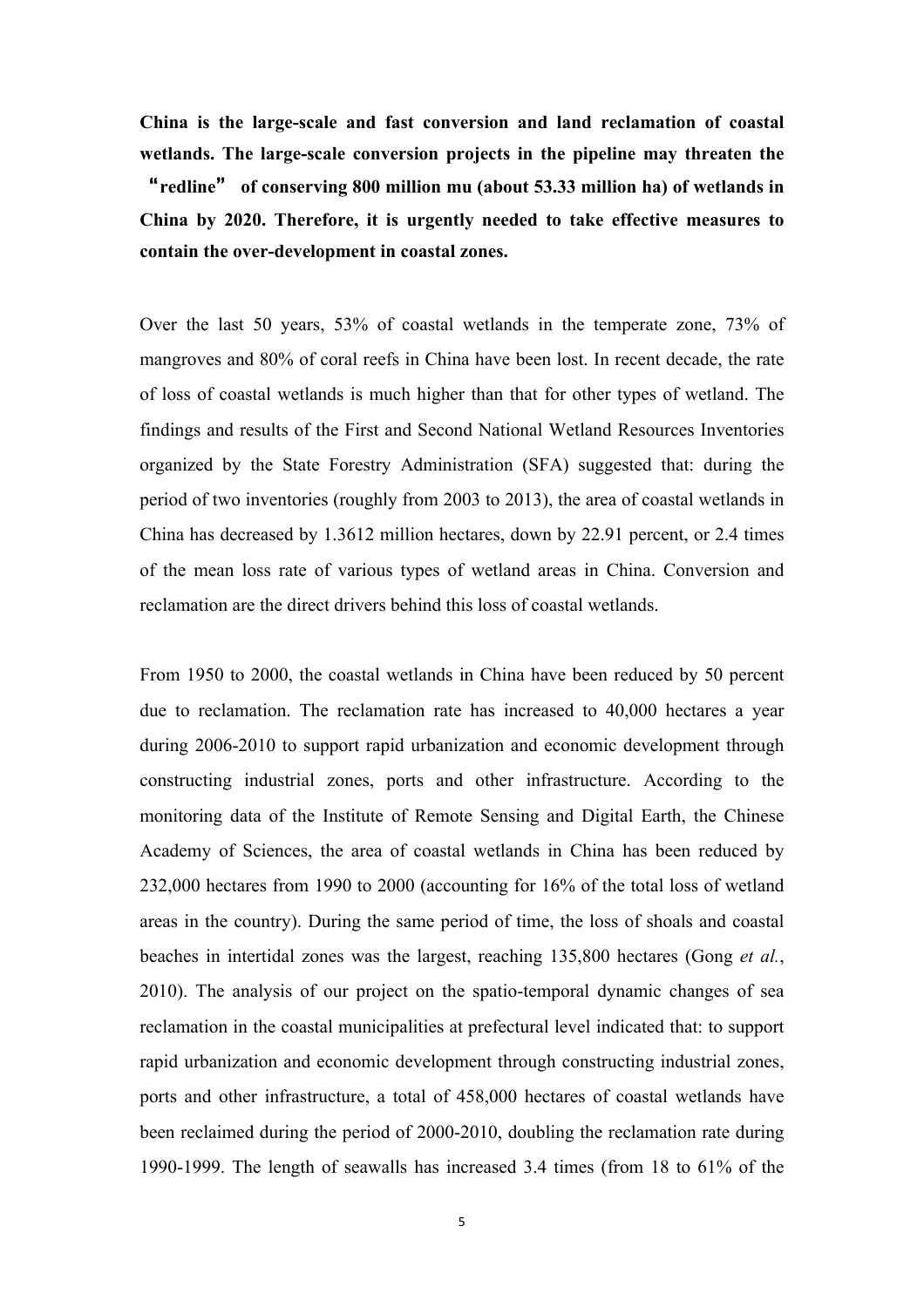**China is the large-scale and fast conversion and land reclamation of coastal wetlands. The large-scale conversion projects in the pipeline may threaten the "redline" of conserving 800 million mu (about 53.33 million ha) of wetlands in China by 2020. Therefore, it is urgently needed to take effective measures to contain the over-development in coastal zones.**

Over the last 50 years, 53% of coastal wetlands in the temperate zone, 73% of mangroves and 80% of coral reefs in China have been lost. In recent decade, the rate of loss of coastal wetlands is much higher than that for other types of wetland. The findings and results of the First and Second National Wetland Resources Inventories organized by the State Forestry Administration (SFA) suggested that: during the period of two inventories (roughly from 2003 to 2013), the area of coastal wetlands in China has decreased by 1.3612 million hectares, down by 22.91 percent, or 2.4 times of the mean loss rate of various types of wetland areas in China. Conversion and reclamation are the direct drivers behind this loss of coastal wetlands.

From 1950 to 2000, the coastal wetlands in China have been reduced by 50 percent due to reclamation. The reclamation rate has increased to 40,000 hectares a year during 2006-2010 to support rapid urbanization and economic development through constructing industrial zones, ports and other infrastructure. According to the monitoring data of the Institute of Remote Sensing and Digital Earth, the Chinese Academy of Sciences, the area of coastal wetlands in China has been reduced by 232,000 hectares from 1990 to 2000 (accounting for 16% of the total loss of wetland areas in the country). During the same period of time, the loss of shoals and coastal beaches in intertidal zones was the largest, reaching 135,800 hectares (Gong *et al.*, 2010). The analysis of our project on the spatio-temporal dynamic changes of sea reclamation in the coastal municipalities at prefectural level indicated that: to support rapid urbanization and economic development through constructing industrial zones, ports and other infrastructure, a total of 458,000 hectares of coastal wetlands have been reclaimed during the period of 2000-2010, doubling the reclamation rate during 1990-1999. The length of seawalls has increased 3.4 times (from 18 to 61% of the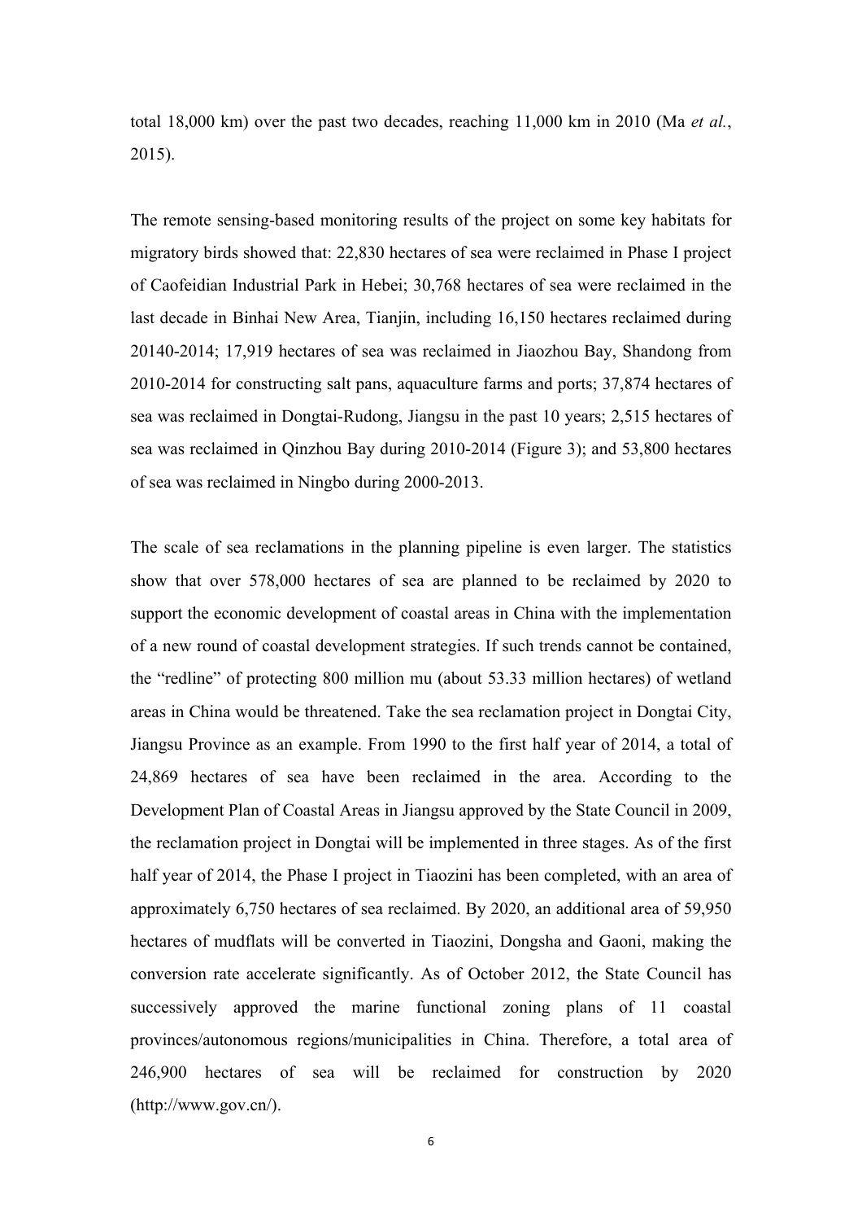total 18,000 km) over the past two decades, reaching 11,000 km in 2010 (Ma *et al.*, 2015).

The remote sensing-based monitoring results of the project on some key habitats for migratory birds showed that: 22,830 hectares of sea were reclaimed in Phase I project of Caofeidian Industrial Park in Hebei; 30,768 hectares of sea were reclaimed in the last decade in Binhai New Area, Tianjin, including 16,150 hectares reclaimed during 20140-2014; 17,919 hectares of sea was reclaimed in Jiaozhou Bay, Shandong from 2010-2014 for constructing salt pans, aquaculture farms and ports; 37,874 hectares of sea was reclaimed in Dongtai-Rudong, Jiangsu in the past 10 years; 2,515 hectares of sea was reclaimed in Qinzhou Bay during 2010-2014 (Figure 3); and 53,800 hectares of sea was reclaimed in Ningbo during 2000-2013.

The scale of sea reclamations in the planning pipeline is even larger. The statistics show that over 578,000 hectares of sea are planned to be reclaimed by 2020 to support the economic development of coastal areas in China with the implementation of a new round of coastal development strategies. If such trends cannot be contained, the "redline" of protecting 800 million mu (about 53.33 million hectares) of wetland areas in China would be threatened. Take the sea reclamation project in Dongtai City, Jiangsu Province as an example. From 1990 to the first half year of 2014, a total of 24,869 hectares of sea have been reclaimed in the area. According to the Development Plan of Coastal Areas in Jiangsu approved by the State Council in 2009, the reclamation project in Dongtai will be implemented in three stages. As of the first half year of 2014, the Phase I project in Tiaozini has been completed, with an area of approximately 6,750 hectares of sea reclaimed. By 2020, an additional area of 59,950 hectares of mudflats will be converted in Tiaozini, Dongsha and Gaoni, making the conversion rate accelerate significantly. As of October 2012, the State Council has successively approved the marine functional zoning plans of 11 coastal provinces/autonomous regions/municipalities in China. Therefore, a total area of 246,900 hectares of sea will be reclaimed for construction by 2020 (http://www.gov.cn/).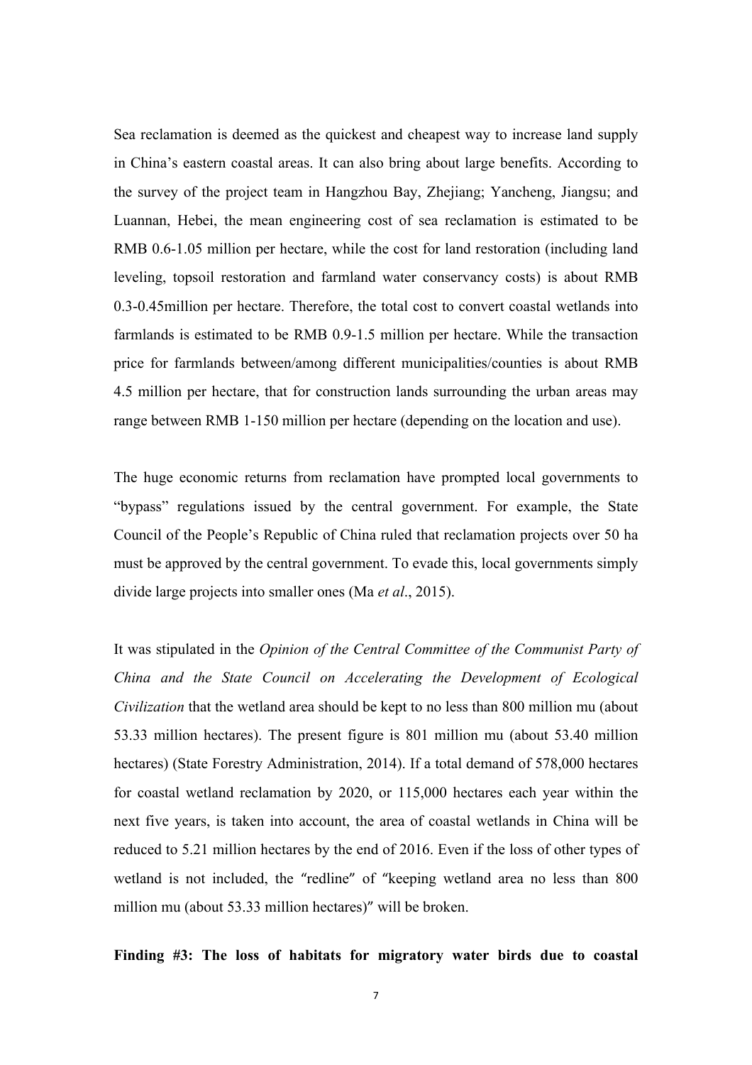Sea reclamation is deemed as the quickest and cheapest way to increase land supply in China's eastern coastal areas. It can also bring about large benefits. According to the survey of the project team in Hangzhou Bay, Zhejiang; Yancheng, Jiangsu; and Luannan, Hebei, the mean engineering cost of sea reclamation is estimated to be RMB 0.6-1.05 million per hectare, while the cost for land restoration (including land leveling, topsoil restoration and farmland water conservancy costs) is about RMB 0.3-0.45million per hectare. Therefore, the total cost to convert coastal wetlands into farmlands is estimated to be RMB 0.9-1.5 million per hectare. While the transaction price for farmlands between/among different municipalities/counties is about RMB 4.5 million per hectare, that for construction lands surrounding the urban areas may range between RMB 1-150 million per hectare (depending on the location and use).

The huge economic returns from reclamation have prompted local governments to "bypass" regulations issued by the central government. For example, the State Council of the People's Republic of China ruled that reclamation projects over 50 ha must be approved by the central government. To evade this, local governments simply divide large projects into smaller ones (Ma *et al*., 2015).

It was stipulated in the *Opinion of the Central Committee of the Communist Party of China and the State Council on Accelerating the Development of Ecological Civilization* that the wetland area should be kept to no less than 800 million mu (about 53.33 million hectares). The present figure is 801 million mu (about 53.40 million hectares) (State Forestry Administration, 2014). If a total demand of 578,000 hectares for coastal wetland reclamation by 2020, or 115,000 hectares each year within the next five years, is taken into account, the area of coastal wetlands in China will be reduced to 5.21 million hectares by the end of 2016. Even if the loss of other types of wetland is not included, the "redline" of "keeping wetland area no less than 800 million mu (about 53.33 million hectares)" will be broken.

**Finding #3: The loss of habitats for migratory water birds due to coastal**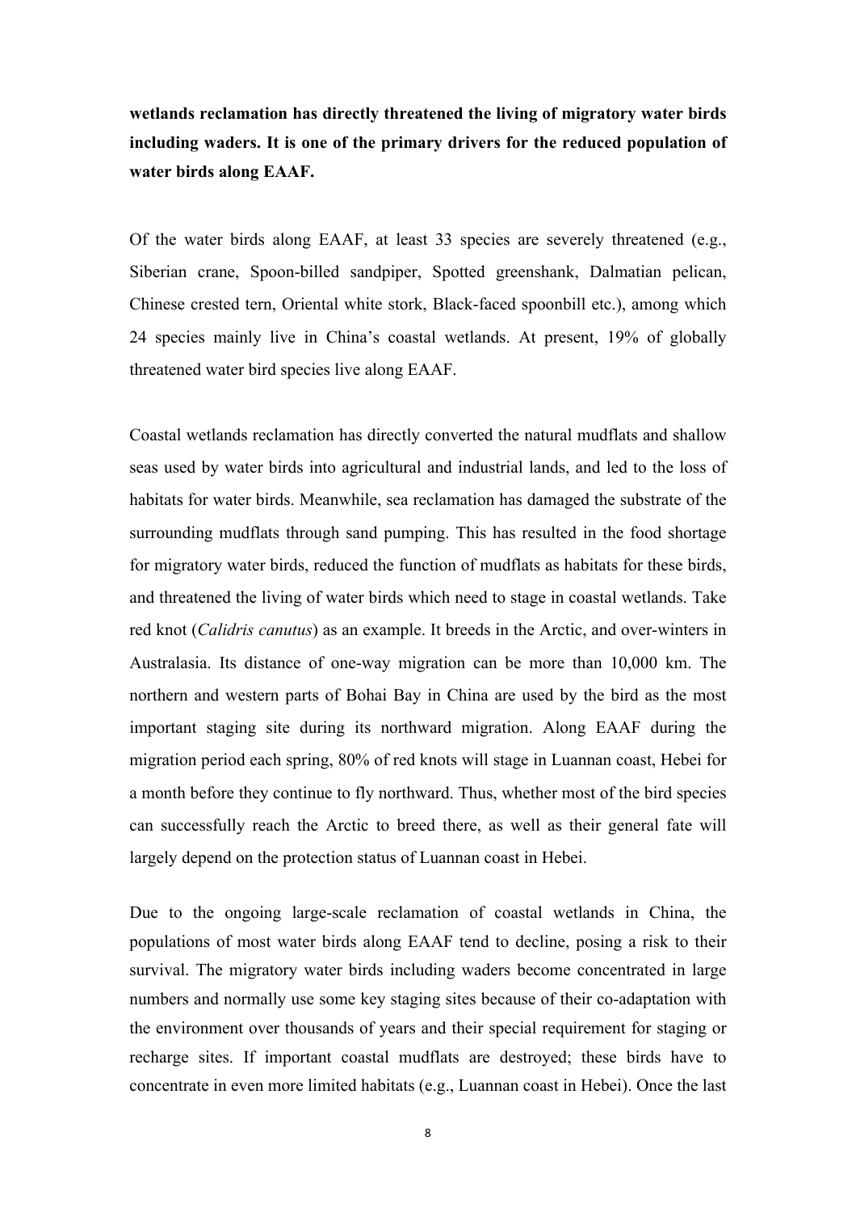**wetlands reclamation has directly threatened the living of migratory water birds including waders. It is one of the primary drivers for the reduced population of water birds along EAAF.**

Of the water birds along EAAF, at least 33 species are severely threatened (e.g., Siberian crane, Spoon-billed sandpiper, Spotted greenshank, Dalmatian pelican, Chinese crested tern, Oriental white stork, Black-faced spoonbill etc.), among which 24 species mainly live in China's coastal wetlands. At present, 19% of globally threatened water bird species live along EAAF.

Coastal wetlands reclamation has directly converted the natural mudflats and shallow seas used by water birds into agricultural and industrial lands, and led to the loss of habitats for water birds. Meanwhile, sea reclamation has damaged the substrate of the surrounding mudflats through sand pumping. This has resulted in the food shortage for migratory water birds, reduced the function of mudflats as habitats for these birds, and threatened the living of water birds which need to stage in coastal wetlands. Take red knot (*Calidris canutus*) as an example. It breeds in the Arctic, and over-winters in Australasia. Its distance of one-way migration can be more than 10,000 km. The northern and western parts of Bohai Bay in China are used by the bird as the most important staging site during its northward migration. Along EAAF during the migration period each spring, 80% of red knots will stage in Luannan coast, Hebei for a month before they continue to fly northward. Thus, whether most of the bird species can successfully reach the Arctic to breed there, as well as their general fate will largely depend on the protection status of Luannan coast in Hebei.

Due to the ongoing large-scale reclamation of coastal wetlands in China, the populations of most water birds along EAAF tend to decline, posing a risk to their survival. The migratory water birds including waders become concentrated in large numbers and normally use some key staging sites because of their co-adaptation with the environment over thousands of years and their special requirement for staging or recharge sites. If important coastal mudflats are destroyed; these birds have to concentrate in even more limited habitats (e.g., Luannan coast in Hebei). Once the last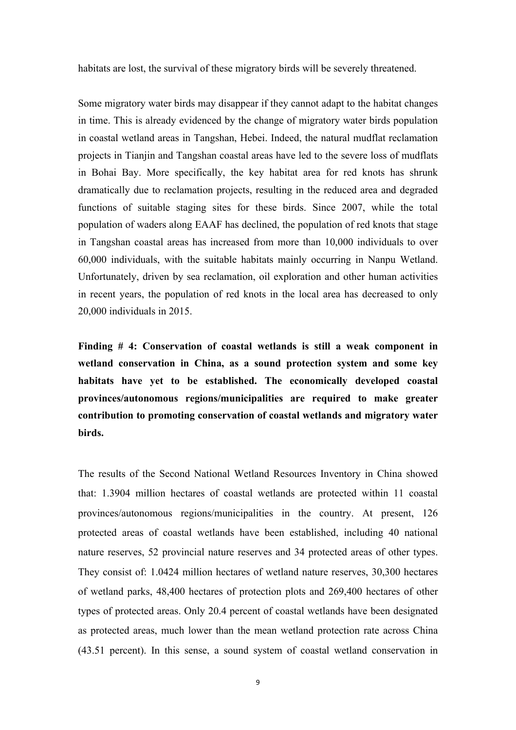habitats are lost, the survival of these migratory birds will be severely threatened.

Some migratory water birds may disappear if they cannot adapt to the habitat changes in time. This is already evidenced by the change of migratory water birds population in coastal wetland areas in Tangshan, Hebei. Indeed, the natural mudflat reclamation projects in Tianjin and Tangshan coastal areas have led to the severe loss of mudflats in Bohai Bay. More specifically, the key habitat area for red knots has shrunk dramatically due to reclamation projects, resulting in the reduced area and degraded functions of suitable staging sites for these birds. Since 2007, while the total population of waders along EAAF has declined, the population of red knots that stage in Tangshan coastal areas has increased from more than 10,000 individuals to over 60,000 individuals, with the suitable habitats mainly occurring in Nanpu Wetland. Unfortunately, driven by sea reclamation, oil exploration and other human activities in recent years, the population of red knots in the local area has decreased to only 20,000 individuals in 2015.

**Finding # 4: Conservation of coastal wetlands is still a weak component in wetland conservation in China, as a sound protection system and some key habitats have yet to be established. The economically developed coastal provinces/autonomous regions/municipalities are required to make greater contribution to promoting conservation of coastal wetlands and migratory water birds.**

The results of the Second National Wetland Resources Inventory in China showed that: 1.3904 million hectares of coastal wetlands are protected within 11 coastal provinces/autonomous regions/municipalities in the country. At present, 126 protected areas of coastal wetlands have been established, including 40 national nature reserves, 52 provincial nature reserves and 34 protected areas of other types. They consist of: 1.0424 million hectares of wetland nature reserves, 30,300 hectares of wetland parks, 48,400 hectares of protection plots and 269,400 hectares of other types of protected areas. Only 20.4 percent of coastal wetlands have been designated as protected areas, much lower than the mean wetland protection rate across China (43.51 percent). In this sense, a sound system of coastal wetland conservation in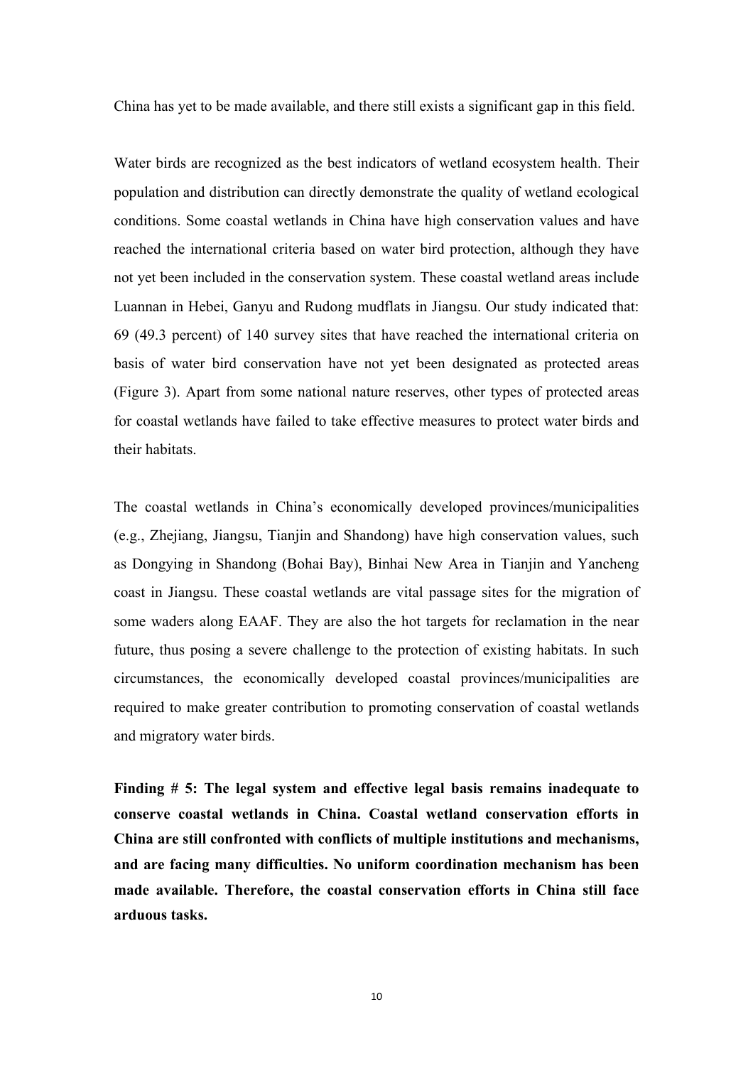China has yet to be made available, and there still exists a significant gap in this field.

Water birds are recognized as the best indicators of wetland ecosystem health. Their population and distribution can directly demonstrate the quality of wetland ecological conditions. Some coastal wetlands in China have high conservation values and have reached the international criteria based on water bird protection, although they have not yet been included in the conservation system. These coastal wetland areas include Luannan in Hebei, Ganyu and Rudong mudflats in Jiangsu. Our study indicated that: 69 (49.3 percent) of 140 survey sites that have reached the international criteria on basis of water bird conservation have not yet been designated as protected areas (Figure 3). Apart from some national nature reserves, other types of protected areas for coastal wetlands have failed to take effective measures to protect water birds and their habitats.

The coastal wetlands in China's economically developed provinces/municipalities (e.g., Zhejiang, Jiangsu, Tianjin and Shandong) have high conservation values, such as Dongying in Shandong (Bohai Bay), Binhai New Area in Tianjin and Yancheng coast in Jiangsu. These coastal wetlands are vital passage sites for the migration of some waders along EAAF. They are also the hot targets for reclamation in the near future, thus posing a severe challenge to the protection of existing habitats. In such circumstances, the economically developed coastal provinces/municipalities are required to make greater contribution to promoting conservation of coastal wetlands and migratory water birds.

**Finding # 5: The legal system and effective legal basis remains inadequate to conserve coastal wetlands in China. Coastal wetland conservation efforts in China are still confronted with conflicts of multiple institutions and mechanisms, and are facing many difficulties. No uniform coordination mechanism has been made available. Therefore, the coastal conservation efforts in China still face arduous tasks.**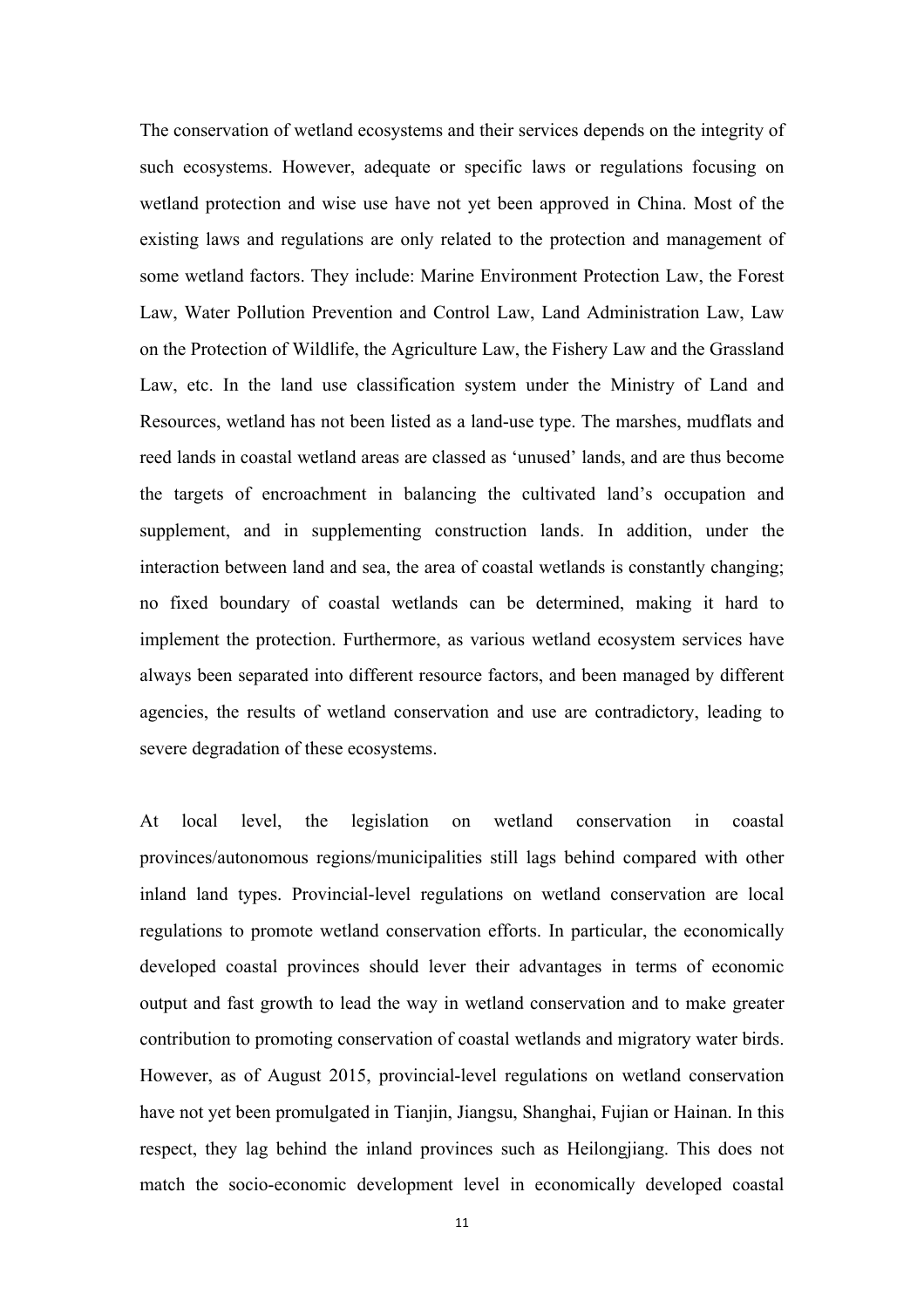The conservation of wetland ecosystems and their services depends on the integrity of such ecosystems. However, adequate or specific laws or regulations focusing on wetland protection and wise use have not yet been approved in China. Most of the existing laws and regulations are only related to the protection and management of some wetland factors. They include: Marine Environment Protection Law, the Forest Law, Water Pollution Prevention and Control Law, Land Administration Law, Law on the Protection of Wildlife, the Agriculture Law, the Fishery Law and the Grassland Law, etc. In the land use classification system under the Ministry of Land and Resources, wetland has not been listed as a land-use type. The marshes, mudflats and reed lands in coastal wetland areas are classed as 'unused' lands, and are thus become the targets of encroachment in balancing the cultivated land's occupation and supplement, and in supplementing construction lands. In addition, under the interaction between land and sea, the area of coastal wetlands is constantly changing; no fixed boundary of coastal wetlands can be determined, making it hard to implement the protection. Furthermore, as various wetland ecosystem services have always been separated into different resource factors, and been managed by different agencies, the results of wetland conservation and use are contradictory, leading to severe degradation of these ecosystems.

At local level, the legislation on wetland conservation in coastal provinces/autonomous regions/municipalities still lags behind compared with other inland land types. Provincial-level regulations on wetland conservation are local regulations to promote wetland conservation efforts. In particular, the economically developed coastal provinces should lever their advantages in terms of economic output and fast growth to lead the way in wetland conservation and to make greater contribution to promoting conservation of coastal wetlands and migratory water birds. However, as of August 2015, provincial-level regulations on wetland conservation have not yet been promulgated in Tianjin, Jiangsu, Shanghai, Fujian or Hainan. In this respect, they lag behind the inland provinces such as Heilongjiang. This does not match the socio-economic development level in economically developed coastal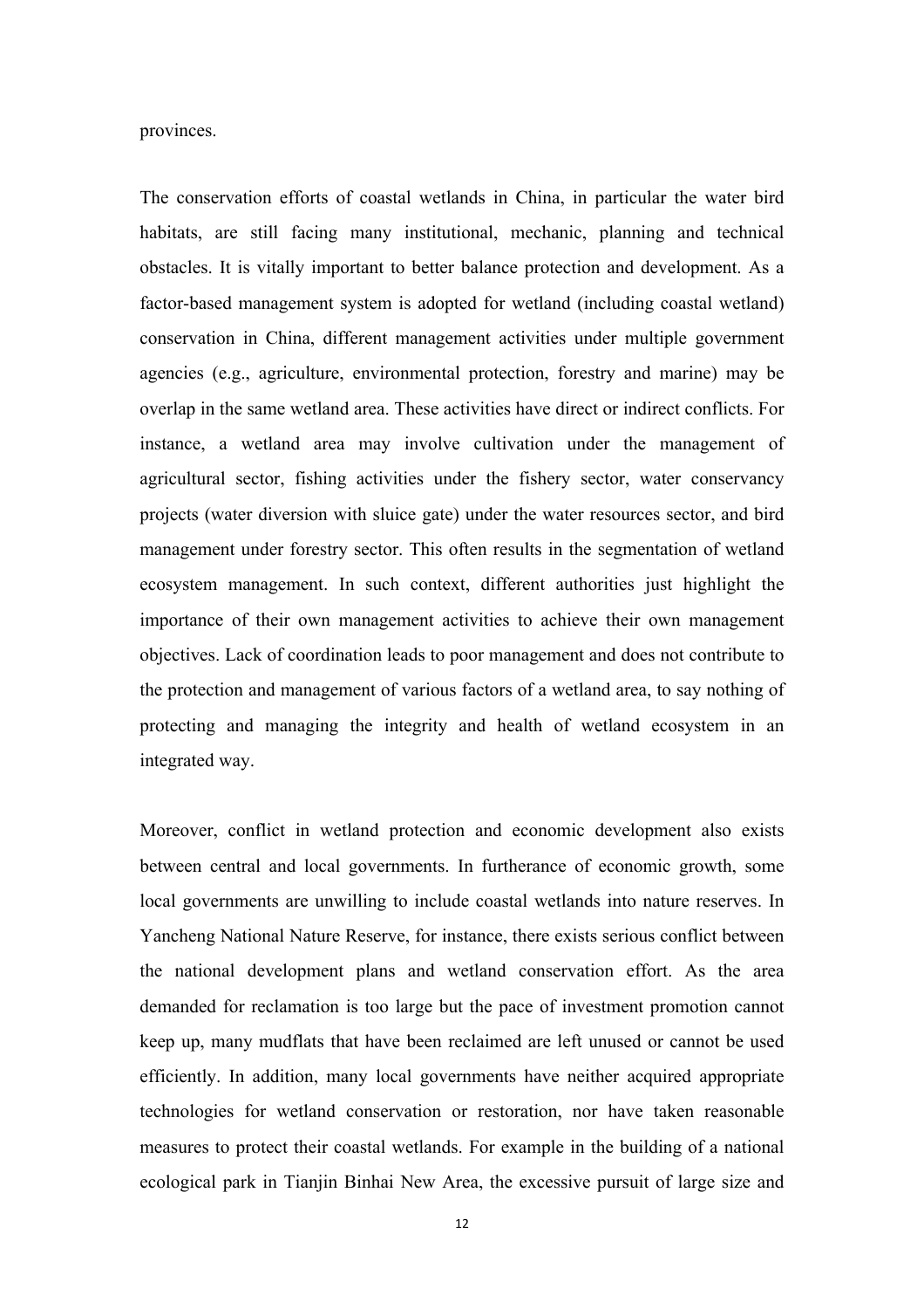provinces.

The conservation efforts of coastal wetlands in China, in particular the water bird habitats, are still facing many institutional, mechanic, planning and technical obstacles. It is vitally important to better balance protection and development. As a factor-based management system is adopted for wetland (including coastal wetland) conservation in China, different management activities under multiple government agencies (e.g., agriculture, environmental protection, forestry and marine) may be overlap in the same wetland area. These activities have direct or indirect conflicts. For instance, a wetland area may involve cultivation under the management of agricultural sector, fishing activities under the fishery sector, water conservancy projects (water diversion with sluice gate) under the water resources sector, and bird management under forestry sector. This often results in the segmentation of wetland ecosystem management. In such context, different authorities just highlight the importance of their own management activities to achieve their own management objectives. Lack of coordination leads to poor management and does not contribute to the protection and management of various factors of a wetland area, to say nothing of protecting and managing the integrity and health of wetland ecosystem in an integrated way.

Moreover, conflict in wetland protection and economic development also exists between central and local governments. In furtherance of economic growth, some local governments are unwilling to include coastal wetlands into nature reserves. In Yancheng National Nature Reserve, for instance, there exists serious conflict between the national development plans and wetland conservation effort. As the area demanded for reclamation is too large but the pace of investment promotion cannot keep up, many mudflats that have been reclaimed are left unused or cannot be used efficiently. In addition, many local governments have neither acquired appropriate technologies for wetland conservation or restoration, nor have taken reasonable measures to protect their coastal wetlands. For example in the building of a national ecological park in Tianjin Binhai New Area, the excessive pursuit of large size and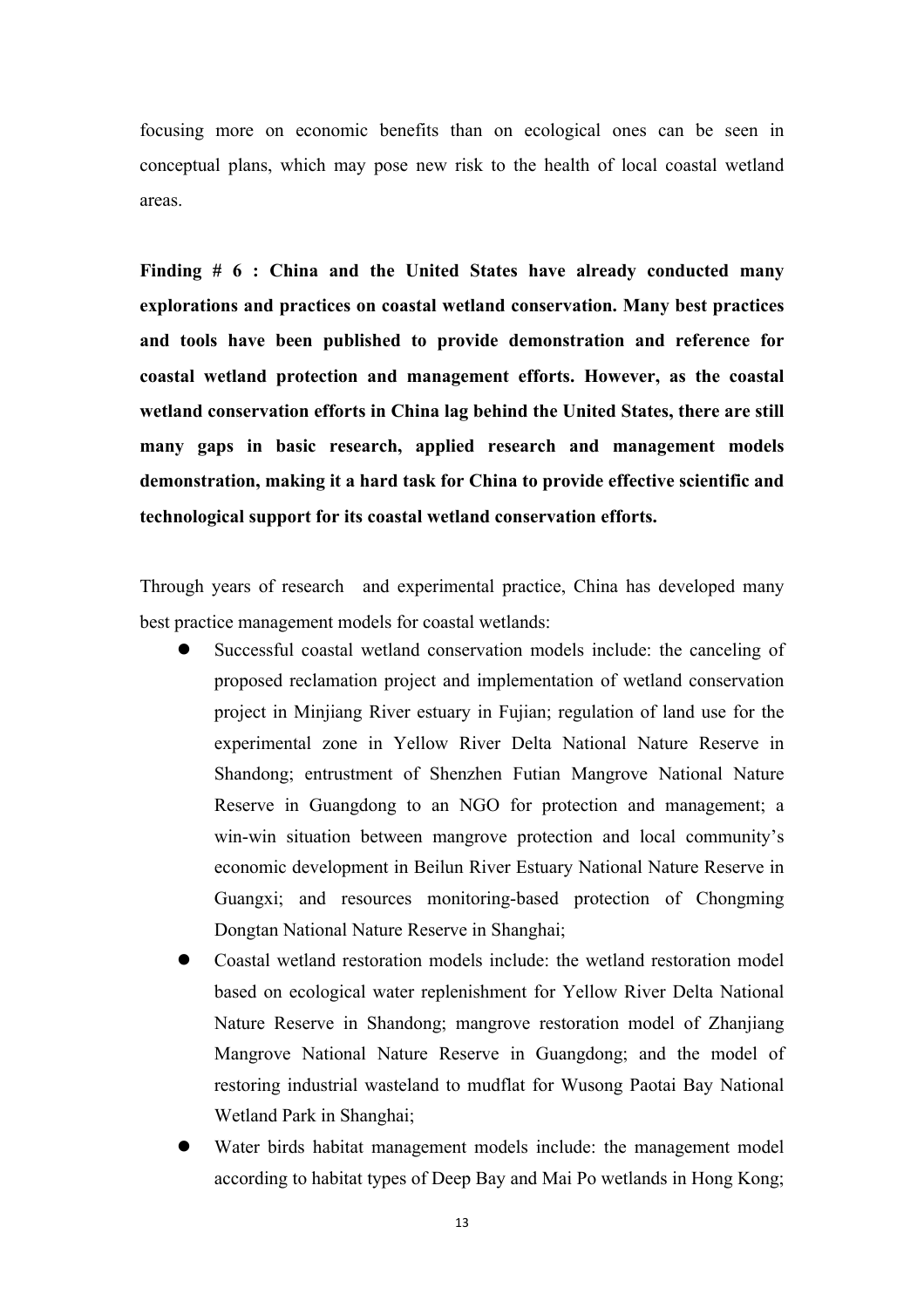focusing more on economic benefits than on ecological ones can be seen in conceptual plans, which may pose new risk to the health of local coastal wetland areas.

**Finding # 6 : China and the United States have already conducted many explorations and practices on coastal wetland conservation. Many best practices and tools have been published to provide demonstration and reference for coastal wetland protection and management efforts. However, as the coastal wetland conservation efforts in China lag behind the United States, there are still many gaps in basic research, applied research and management models demonstration, making it a hard task for China to provide effective scientific and technological support for its coastal wetland conservation efforts.**

Through years of research and experimental practice, China has developed many best practice management models for coastal wetlands:

- Successful coastal wetland conservation models include: the canceling of proposed reclamation project and implementation of wetland conservation project in Minjiang River estuary in Fujian; regulation of land use for the experimental zone in Yellow River Delta National Nature Reserve in Shandong; entrustment of Shenzhen Futian Mangrove National Nature Reserve in Guangdong to an NGO for protection and management; a win-win situation between mangrove protection and local community's economic development in Beilun River Estuary National Nature Reserve in Guangxi; and resources monitoring-based protection of Chongming Dongtan National Nature Reserve in Shanghai;
- Coastal wetland restoration models include: the wetland restoration model based on ecological water replenishment for Yellow River Delta National Nature Reserve in Shandong; mangrove restoration model of Zhanjiang Mangrove National Nature Reserve in Guangdong; and the model of restoring industrial wasteland to mudflat for Wusong Paotai Bay National Wetland Park in Shanghai;
- Water birds habitat management models include: the management model according to habitat types of Deep Bay and Mai Po wetlands in Hong Kong;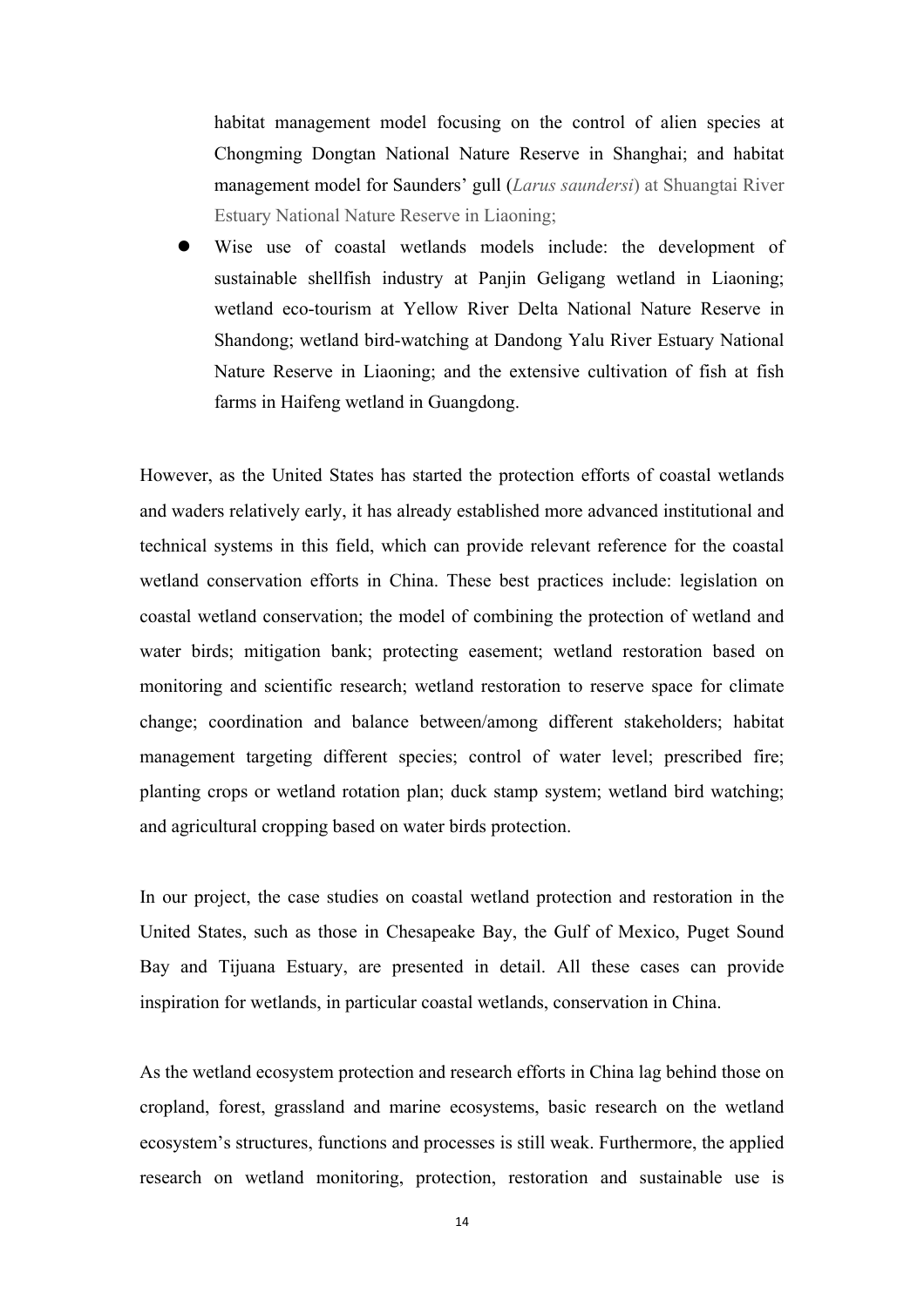habitat management model focusing on the control of alien species at Chongming Dongtan National Nature Reserve in Shanghai; and habitat management model for Saunders' gull (*Larus saundersi*) at Shuangtai River Estuary National Nature Reserve in Liaoning;

- Wise use of coastal wetlands models include: the development of sustainable shellfish industry at Panjin Geligang wetland in Liaoning; wetland eco-tourism at Yellow River Delta National Nature Reserve in Shandong; wetland bird-watching at Dandong Yalu River Estuary National Nature Reserve in Liaoning; and the extensive cultivation of fish at fish farms in Haifeng wetland in Guangdong.

However, as the United States has started the protection efforts of coastal wetlands and waders relatively early, it has already established more advanced institutional and technical systems in this field, which can provide relevant reference for the coastal wetland conservation efforts in China. These best practices include: legislation on coastal wetland conservation; the model of combining the protection of wetland and water birds; mitigation bank; protecting easement; wetland restoration based on monitoring and scientific research; wetland restoration to reserve space for climate change; coordination and balance between/among different stakeholders; habitat management targeting different species; control of water level; prescribed fire; planting crops or wetland rotation plan; duck stamp system; wetland bird watching; and agricultural cropping based on water birds protection.

In our project, the case studies on coastal wetland protection and restoration in the United States, such as those in Chesapeake Bay, the Gulf of Mexico, Puget Sound Bay and Tijuana Estuary, are presented in detail. All these cases can provide inspiration for wetlands, in particular coastal wetlands, conservation in China.

As the wetland ecosystem protection and research efforts in China lag behind those on cropland, forest, grassland and marine ecosystems, basic research on the wetland ecosystem's structures, functions and processes is still weak. Furthermore, the applied research on wetland monitoring, protection, restoration and sustainable use is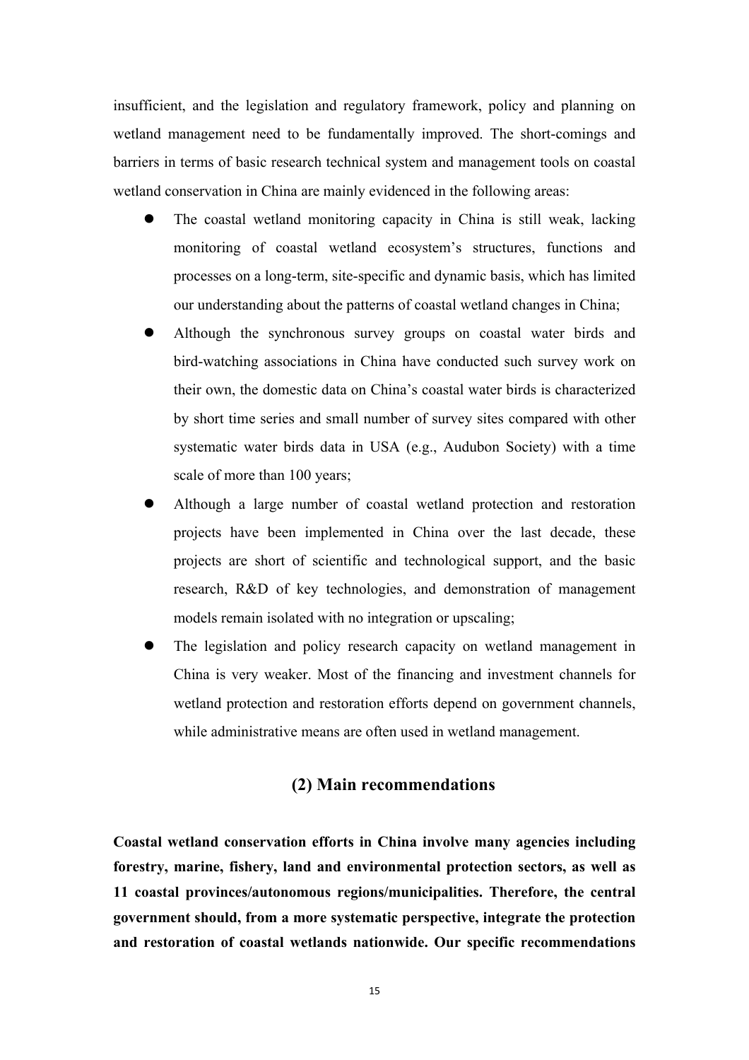insufficient, and the legislation and regulatory framework, policy and planning on wetland management need to be fundamentally improved. The short-comings and barriers in terms of basic research technical system and management tools on coastal wetland conservation in China are mainly evidenced in the following areas:

- The coastal wetland monitoring capacity in China is still weak, lacking monitoring of coastal wetland ecosystem's structures, functions and processes on a long-term, site-specific and dynamic basis, which has limited our understanding about the patterns of coastal wetland changes in China;
- Although the synchronous survey groups on coastal water birds and bird-watching associations in China have conducted such survey work on their own, the domestic data on China's coastal water birds is characterized by short time series and small number of survey sites compared with other systematic water birds data in USA (e.g., Audubon Society) with a time scale of more than 100 years;
- Although a large number of coastal wetland protection and restoration projects have been implemented in China over the last decade, these projects are short of scientific and technological support, and the basic research, R&D of key technologies, and demonstration of management models remain isolated with no integration or upscaling;
- The legislation and policy research capacity on wetland management in China is very weaker. Most of the financing and investment channels for wetland protection and restoration efforts depend on government channels, while administrative means are often used in wetland management.

## (2) Main recommendations

**Coastal wetland conservation efforts in China involve many agencies including forestry, marine, fishery, land and environmental protection sectors, as well as 11 coastal provinces/autonomous regions/municipalities. Therefore, the central government should, from a more systematic perspective, integrate the protection and restoration of coastal wetlands nationwide. Our specific recommendations**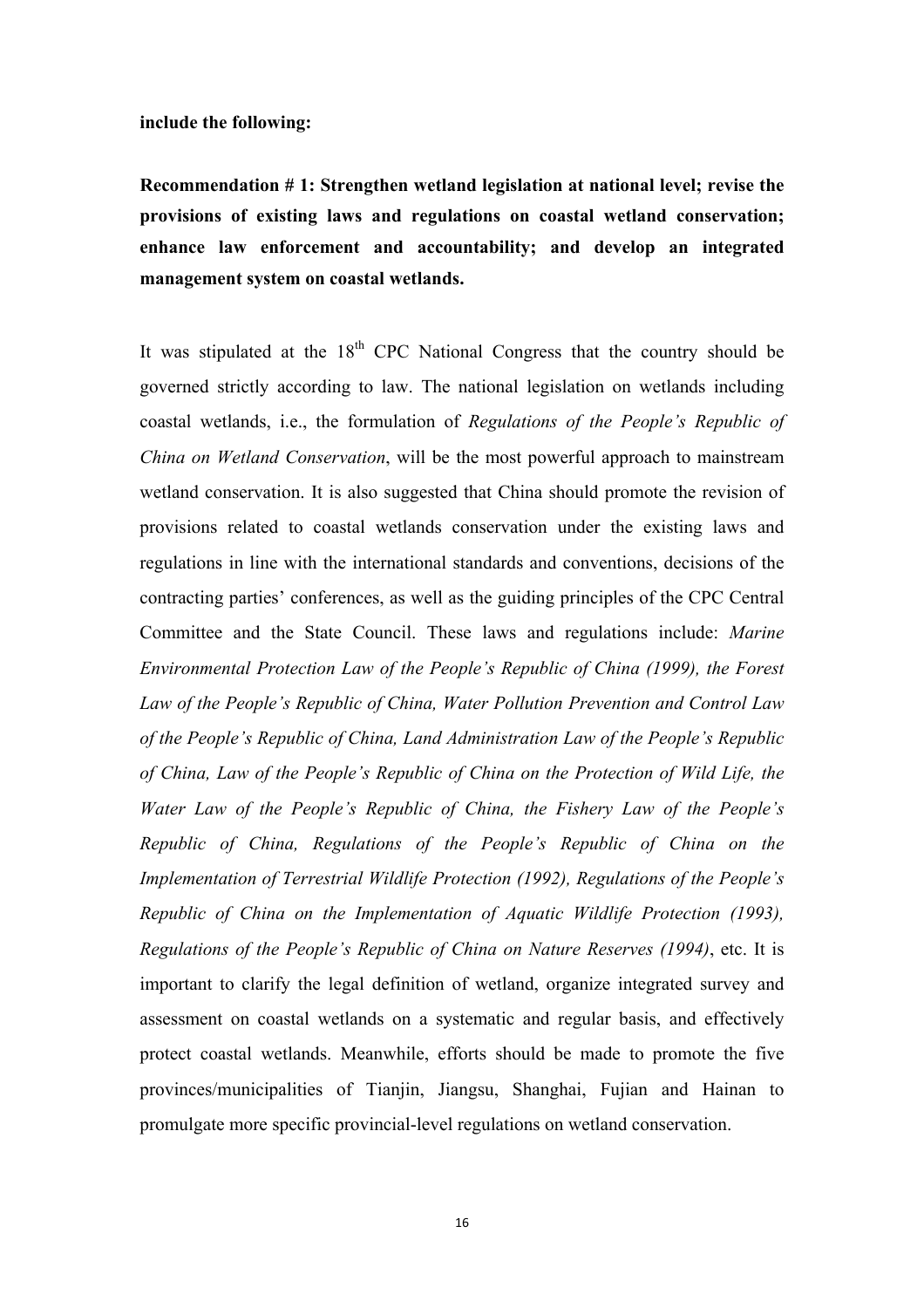**include the following:**

**Recommendation # 1: Strengthen wetland legislation at national level; revise the provisions of existing laws and regulations on coastal wetland conservation; enhance law enforcement and accountability; and develop an integrated management system on coastal wetlands.**

It was stipulated at the 18th CPC National Congress that the country should be governed strictly according to law. The national legislation on wetlands including coastal wetlands, i.e., the formulation of *Regulations of the People's Republic of China on Wetland Conservation*, will be the most powerful approach to mainstream wetland conservation. It is also suggested that China should promote the revision of provisions related to coastal wetlands conservation under the existing laws and regulations in line with the international standards and conventions, decisions of the contracting parties' conferences, as well as the guiding principles of the CPC Central Committee and the State Council. These laws and regulations include: *Marine Environmental Protection Law of the People's Republic of China (1999), the Forest Law of the People's Republic of China, Water Pollution Prevention and Control Law of the People's Republic of China, Land Administration Law of the People's Republic of China, Law of the People's Republic of China on the Protection of Wild Life, the Water Law of the People's Republic of China, the Fishery Law of the People's Republic of China, Regulations of the People's Republic of China on the Implementation of Terrestrial Wildlife Protection (1992), Regulations of the People's Republic of China on the Implementation of Aquatic Wildlife Protection (1993), Regulations of the People's Republic of China on Nature Reserves (1994)*, etc. It is important to clarify the legal definition of wetland, organize integrated survey and assessment on coastal wetlands on a systematic and regular basis, and effectively protect coastal wetlands. Meanwhile, efforts should be made to promote the five provinces/municipalities of Tianjin, Jiangsu, Shanghai, Fujian and Hainan to promulgate more specific provincial-level regulations on wetland conservation.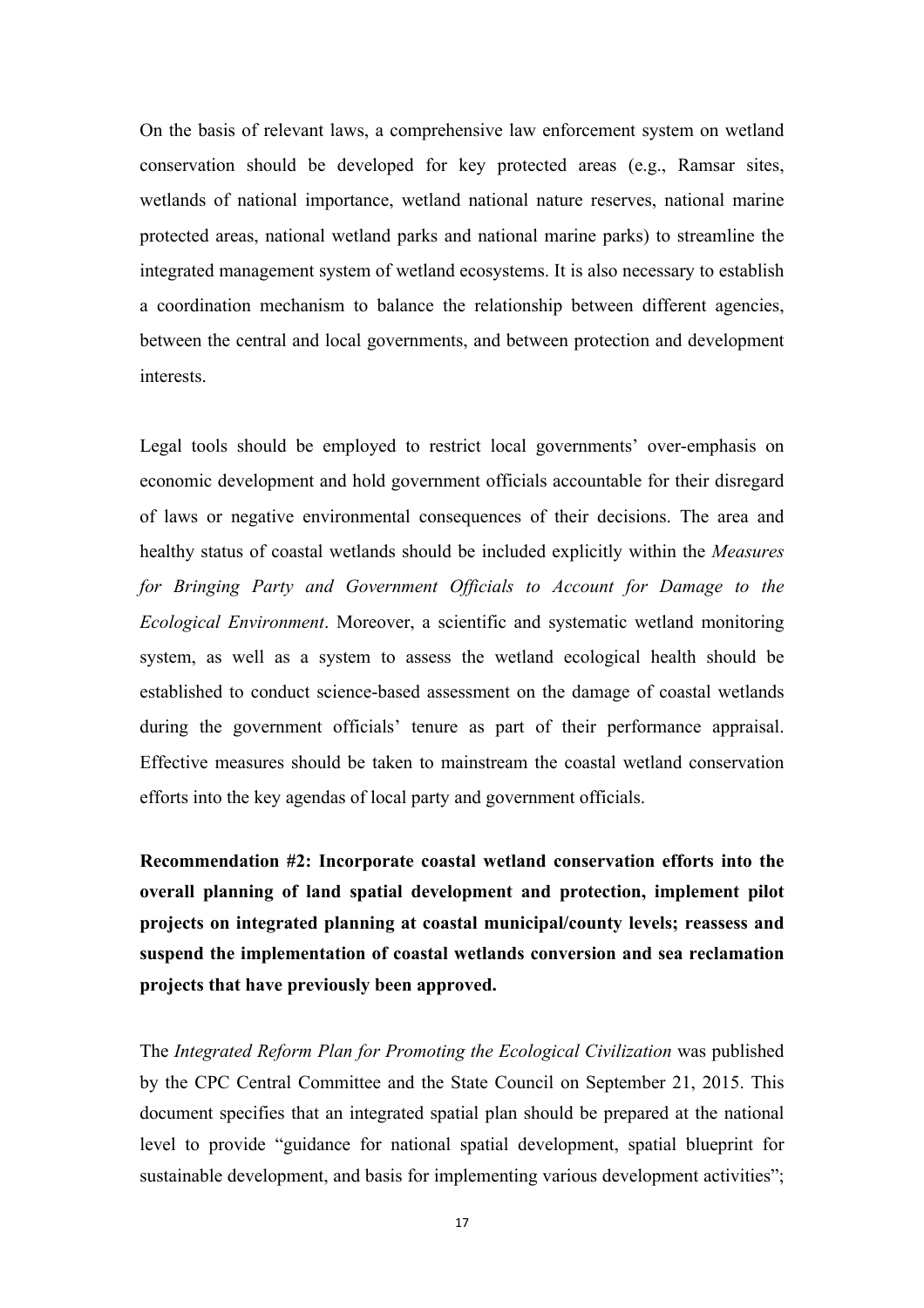On the basis of relevant laws, a comprehensive law enforcement system on wetland conservation should be developed for key protected areas (e.g., Ramsar sites, wetlands of national importance, wetland national nature reserves, national marine protected areas, national wetland parks and national marine parks) to streamline the integrated management system of wetland ecosystems. It is also necessary to establish a coordination mechanism to balance the relationship between different agencies, between the central and local governments, and between protection and development interests.

Legal tools should be employed to restrict local governments' over-emphasis on economic development and hold government officials accountable for their disregard of laws or negative environmental consequences of their decisions. The area and healthy status of coastal wetlands should be included explicitly within the *Measures for Bringing Party and Government Officials to Account for Damage to the Ecological Environment*. Moreover, a scientific and systematic wetland monitoring system, as well as a system to assess the wetland ecological health should be established to conduct science-based assessment on the damage of coastal wetlands during the government officials' tenure as part of their performance appraisal. Effective measures should be taken to mainstream the coastal wetland conservation efforts into the key agendas of local party and government officials.

**Recommendation #2: Incorporate coastal wetland conservation efforts into the overall planning of land spatial development and protection, implement pilot projects on integrated planning at coastal municipal/county levels; reassess and suspend the implementation of coastal wetlands conversion and sea reclamation projects that have previously been approved.**

The *Integrated Reform Plan for Promoting the Ecological Civilization* was published by the CPC Central Committee and the State Council on September 21, 2015. This document specifies that an integrated spatial plan should be prepared at the national level to provide "guidance for national spatial development, spatial blueprint for sustainable development, and basis for implementing various development activities";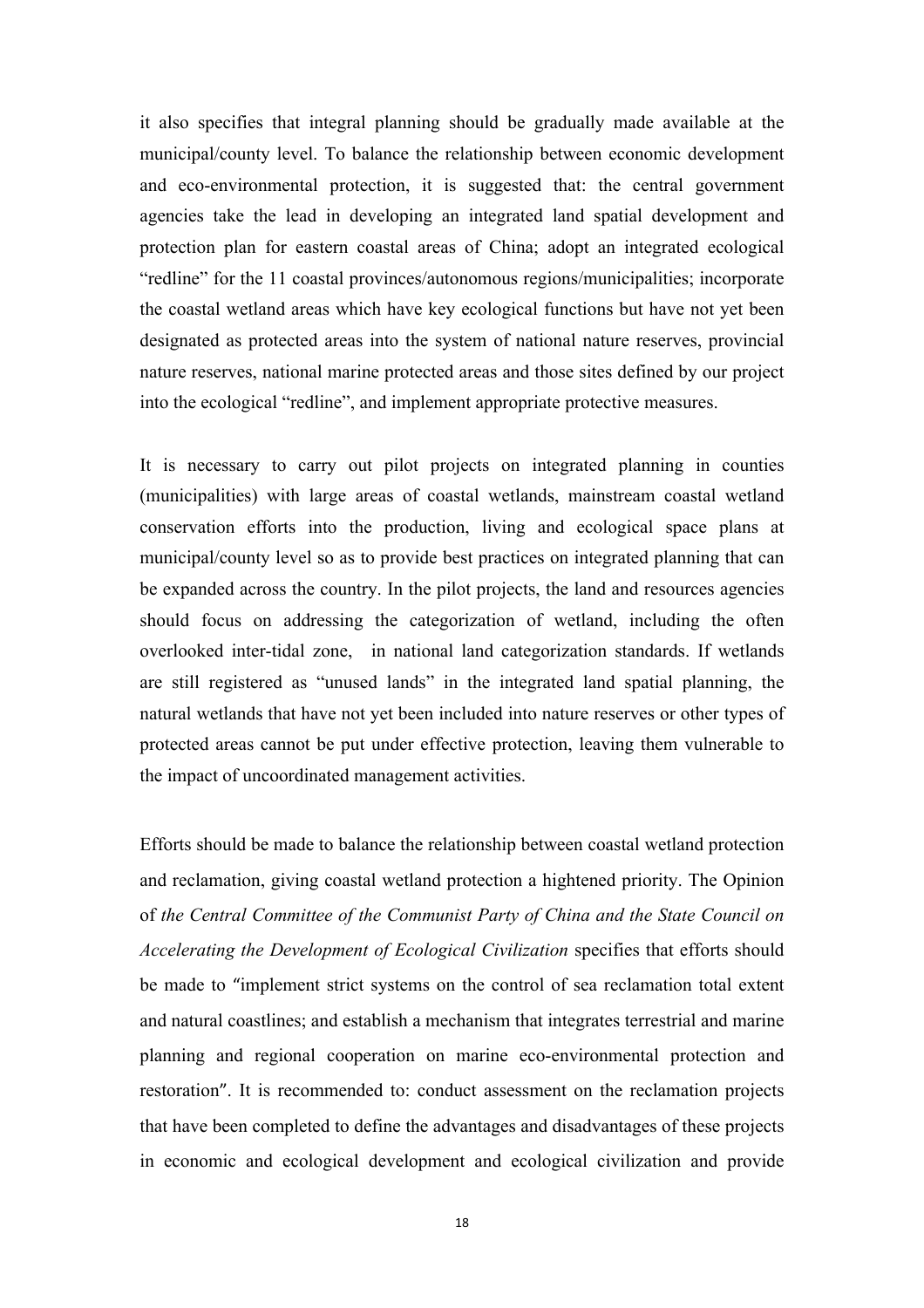it also specifies that integral planning should be gradually made available at the municipal/county level. To balance the relationship between economic development and eco-environmental protection, it is suggested that: the central government agencies take the lead in developing an integrated land spatial development and protection plan for eastern coastal areas of China; adopt an integrated ecological "redline" for the 11 coastal provinces/autonomous regions/municipalities; incorporate the coastal wetland areas which have key ecological functions but have not yet been designated as protected areas into the system of national nature reserves, provincial nature reserves, national marine protected areas and those sites defined by our project into the ecological "redline", and implement appropriate protective measures.

It is necessary to carry out pilot projects on integrated planning in counties (municipalities) with large areas of coastal wetlands, mainstream coastal wetland conservation efforts into the production, living and ecological space plans at municipal/county level so as to provide best practices on integrated planning that can be expanded across the country. In the pilot projects, the land and resources agencies should focus on addressing the categorization of wetland, including the often overlooked inter-tidal zone, in national land categorization standards. If wetlands are still registered as "unused lands" in the integrated land spatial planning, the natural wetlands that have not yet been included into nature reserves or other types of protected areas cannot be put under effective protection, leaving them vulnerable to the impact of uncoordinated management activities.

Efforts should be made to balance the relationship between coastal wetland protection and reclamation, giving coastal wetland protection a hightened priority. The Opinion of *the Central Committee of the Communist Party of China and the State Council on Accelerating the Development of Ecological Civilization* specifies that efforts should be made to "implement strict systems on the control of sea reclamation total extent and natural coastlines; and establish a mechanism that integrates terrestrial and marine planning and regional cooperation on marine eco-environmental protection and restoration". It is recommended to: conduct assessment on the reclamation projects that have been completed to define the advantages and disadvantages of these projects in economic and ecological development and ecological civilization and provide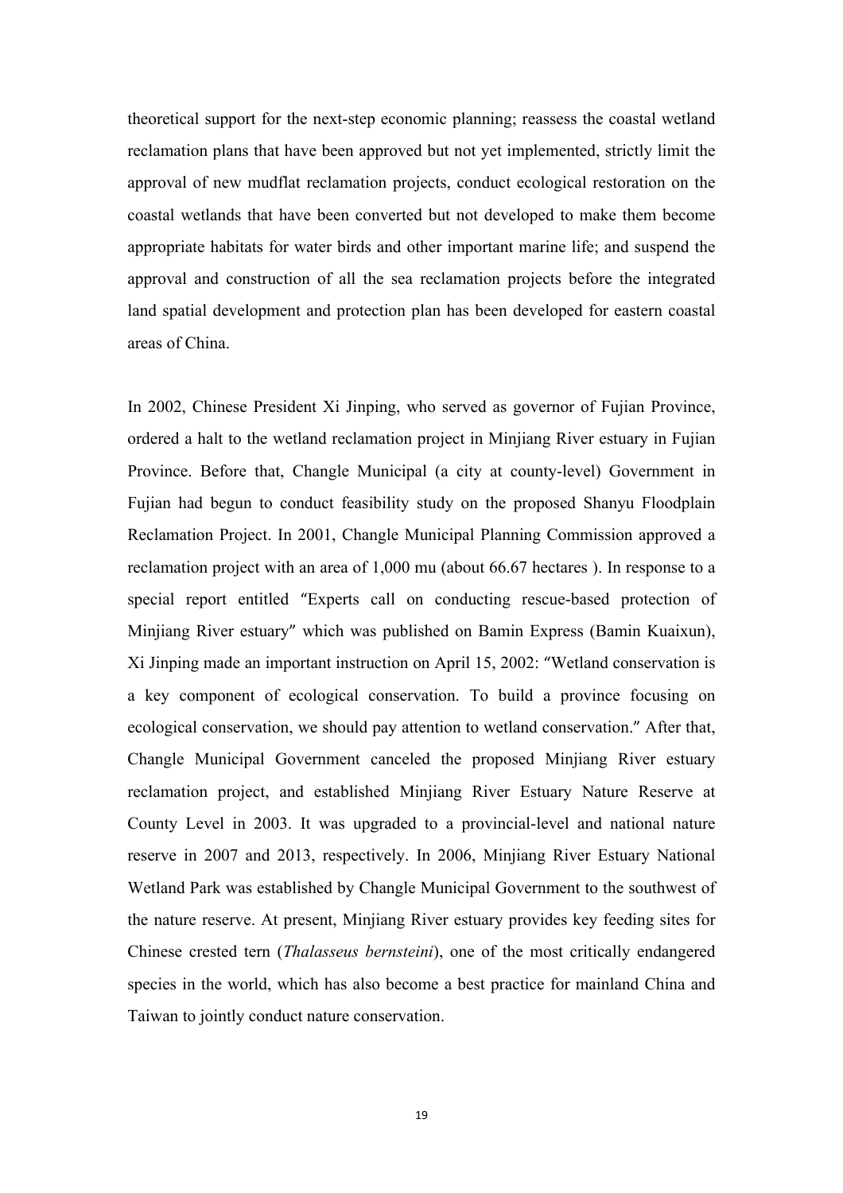theoretical support for the next-step economic planning; reassess the coastal wetland reclamation plans that have been approved but not yet implemented, strictly limit the approval of new mudflat reclamation projects, conduct ecological restoration on the coastal wetlands that have been converted but not developed to make them become appropriate habitats for water birds and other important marine life; and suspend the approval and construction of all the sea reclamation projects before the integrated land spatial development and protection plan has been developed for eastern coastal areas of China.

In 2002, Chinese President Xi Jinping, who served as governor of Fujian Province, ordered a halt to the wetland reclamation project in Minjiang River estuary in Fujian Province. Before that, Changle Municipal (a city at county-level) Government in Fujian had begun to conduct feasibility study on the proposed Shanyu Floodplain Reclamation Project. In 2001, Changle Municipal Planning Commission approved a reclamation project with an area of 1,000 mu (about 66.67 hectares ). In response to a special report entitled "Experts call on conducting rescue-based protection of Minjiang River estuary" which was published on Bamin Express (Bamin Kuaixun), Xi Jinping made an important instruction on April 15, 2002: "Wetland conservation is a key component of ecological conservation. To build a province focusing on ecological conservation, we should pay attention to wetland conservation." After that, Changle Municipal Government canceled the proposed Minjiang River estuary reclamation project, and established Minjiang River Estuary Nature Reserve at County Level in 2003. It was upgraded to a provincial-level and national nature reserve in 2007 and 2013, respectively. In 2006, Minjiang River Estuary National Wetland Park was established by Changle Municipal Government to the southwest of the nature reserve. At present, Minjiang River estuary provides key feeding sites for Chinese crested tern (*Thalasseus bernsteini*), one of the most critically endangered species in the world, which has also become a best practice for mainland China and Taiwan to jointly conduct nature conservation.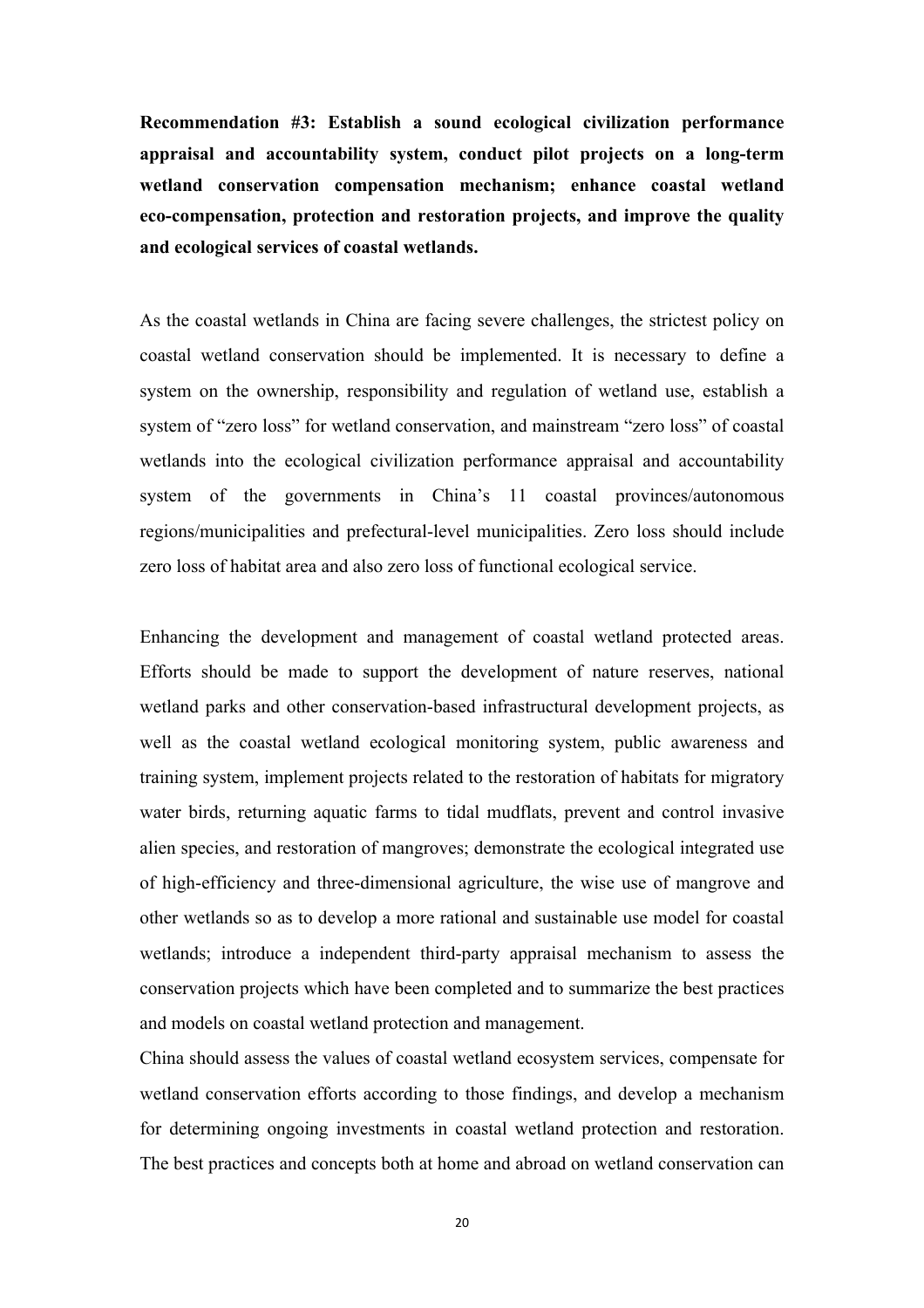**Recommendation #3: Establish a sound ecological civilization performance appraisal and accountability system, conduct pilot projects on a long-term wetland conservation compensation mechanism; enhance coastal wetland eco-compensation, protection and restoration projects, and improve the quality and ecological services of coastal wetlands.**

As the coastal wetlands in China are facing severe challenges, the strictest policy on coastal wetland conservation should be implemented. It is necessary to define a system on the ownership, responsibility and regulation of wetland use, establish a system of "zero loss" for wetland conservation, and mainstream "zero loss" of coastal wetlands into the ecological civilization performance appraisal and accountability system of the governments in China's 11 coastal provinces/autonomous regions/municipalities and prefectural-level municipalities. Zero loss should include zero loss of habitat area and also zero loss of functional ecological service.

Enhancing the development and management of coastal wetland protected areas. Efforts should be made to support the development of nature reserves, national wetland parks and other conservation-based infrastructural development projects, as well as the coastal wetland ecological monitoring system, public awareness and training system, implement projects related to the restoration of habitats for migratory water birds, returning aquatic farms to tidal mudflats, prevent and control invasive alien species, and restoration of mangroves; demonstrate the ecological integrated use of high-efficiency and three-dimensional agriculture, the wise use of mangrove and other wetlands so as to develop a more rational and sustainable use model for coastal wetlands; introduce a independent third-party appraisal mechanism to assess the conservation projects which have been completed and to summarize the best practices and models on coastal wetland protection and management.

China should assess the values of coastal wetland ecosystem services, compensate for wetland conservation efforts according to those findings, and develop a mechanism for determining ongoing investments in coastal wetland protection and restoration. The best practices and concepts both at home and abroad on wetland conservation can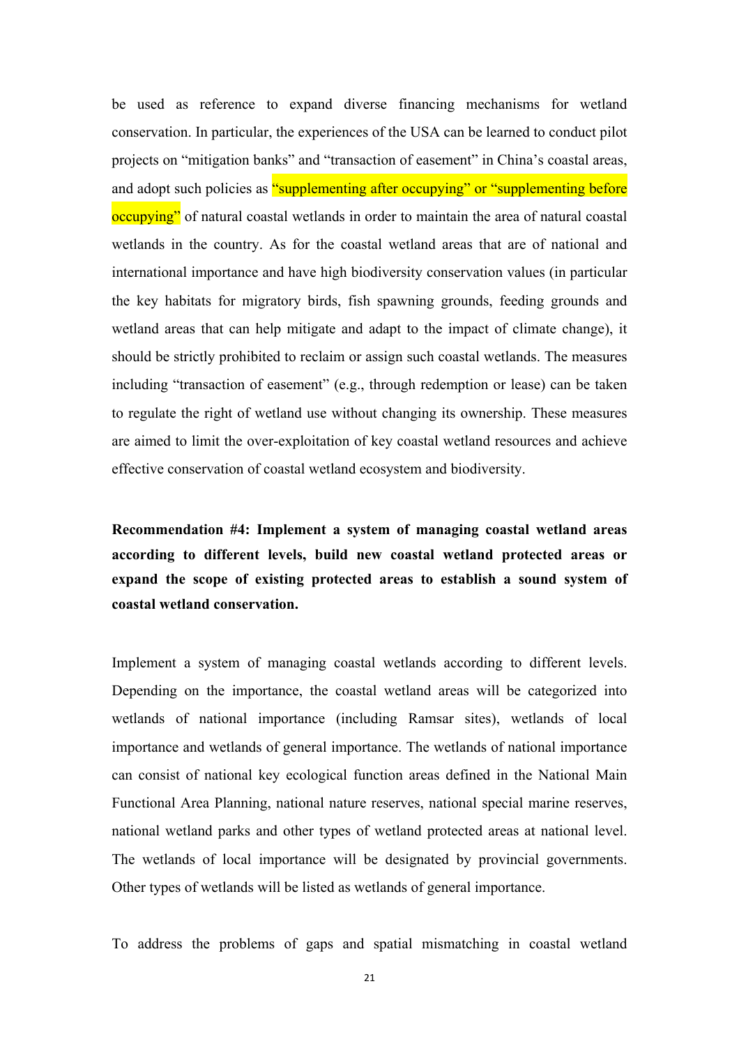be used as reference to expand diverse financing mechanisms for wetland conservation. In particular, the experiences of the USA can be learned to conduct pilot projects on "mitigation banks" and "transaction of easement" in China's coastal areas, and adopt such policies as "supplementing after occupying" or "supplementing before occupying" of natural coastal wetlands in order to maintain the area of natural coastal wetlands in the country. As for the coastal wetland areas that are of national and international importance and have high biodiversity conservation values (in particular the key habitats for migratory birds, fish spawning grounds, feeding grounds and wetland areas that can help mitigate and adapt to the impact of climate change), it should be strictly prohibited to reclaim or assign such coastal wetlands. The measures including "transaction of easement" (e.g., through redemption or lease) can be taken to regulate the right of wetland use without changing its ownership. These measures are aimed to limit the over-exploitation of key coastal wetland resources and achieve effective conservation of coastal wetland ecosystem and biodiversity.

**Recommendation #4: Implement a system of managing coastal wetland areas according to different levels, build new coastal wetland protected areas or expand the scope of existing protected areas to establish a sound system of coastal wetland conservation.**

Implement a system of managing coastal wetlands according to different levels. Depending on the importance, the coastal wetland areas will be categorized into wetlands of national importance (including Ramsar sites), wetlands of local importance and wetlands of general importance. The wetlands of national importance can consist of national key ecological function areas defined in the National Main Functional Area Planning, national nature reserves, national special marine reserves, national wetland parks and other types of wetland protected areas at national level. The wetlands of local importance will be designated by provincial governments. Other types of wetlands will be listed as wetlands of general importance.

To address the problems of gaps and spatial mismatching in coastal wetland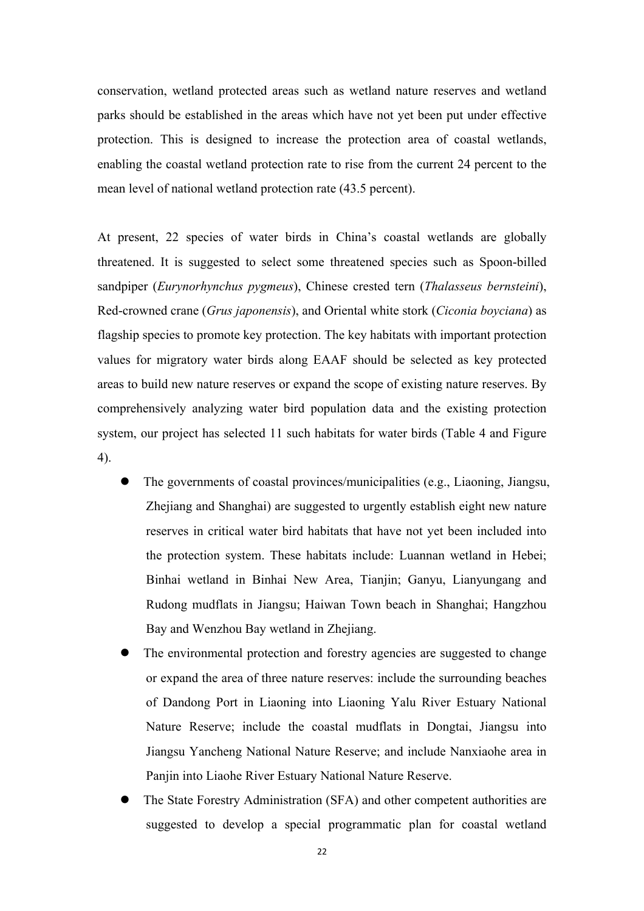conservation, wetland protected areas such as wetland nature reserves and wetland parks should be established in the areas which have not yet been put under effective protection. This is designed to increase the protection area of coastal wetlands, enabling the coastal wetland protection rate to rise from the current 24 percent to the mean level of national wetland protection rate (43.5 percent).

At present, 22 species of water birds in China's coastal wetlands are globally threatened. It is suggested to select some threatened species such as Spoon-billed sandpiper (*Eurynorhynchus pygmeus*), Chinese crested tern (*Thalasseus bernsteini*), Red-crowned crane (*Grus japonensis*), and Oriental white stork (*Ciconia boyciana*) as flagship species to promote key protection. The key habitats with important protection values for migratory water birds along EAAF should be selected as key protected areas to build new nature reserves or expand the scope of existing nature reserves. By comprehensively analyzing water bird population data and the existing protection system, our project has selected 11 such habitats for water birds (Table 4 and Figure 4).

- The governments of coastal provinces/municipalities (e.g., Liaoning, Jiangsu, Zhejiang and Shanghai) are suggested to urgently establish eight new nature reserves in critical water bird habitats that have not yet been included into the protection system. These habitats include: Luannan wetland in Hebei; Binhai wetland in Binhai New Area, Tianjin; Ganyu, Lianyungang and Rudong mudflats in Jiangsu; Haiwan Town beach in Shanghai; Hangzhou Bay and Wenzhou Bay wetland in Zhejiang.
- The environmental protection and forestry agencies are suggested to change or expand the area of three nature reserves: include the surrounding beaches of Dandong Port in Liaoning into Liaoning Yalu River Estuary National Nature Reserve; include the coastal mudflats in Dongtai, Jiangsu into Jiangsu Yancheng National Nature Reserve; and include Nanxiaohe area in Panjin into Liaohe River Estuary National Nature Reserve.
- The State Forestry Administration (SFA) and other competent authorities are suggested to develop a special programmatic plan for coastal wetland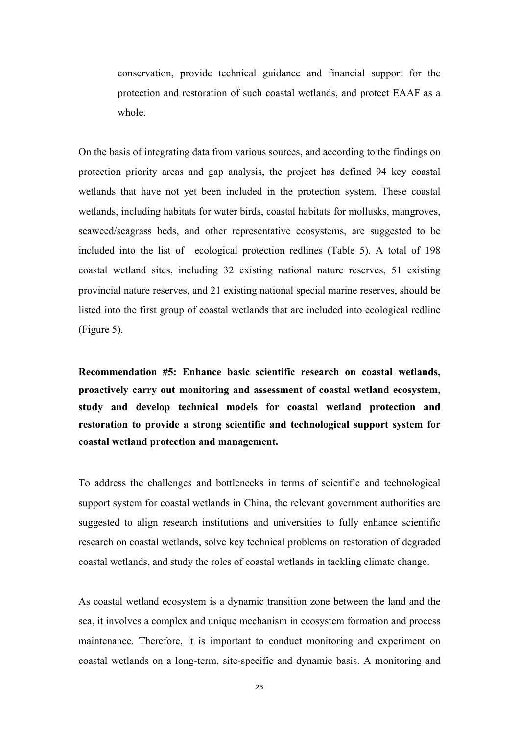conservation, provide technical guidance and financial support for the protection and restoration of such coastal wetlands, and protect EAAF as a whole.

On the basis of integrating data from various sources, and according to the findings on protection priority areas and gap analysis, the project has defined 94 key coastal wetlands that have not yet been included in the protection system. These coastal wetlands, including habitats for water birds, coastal habitats for mollusks, mangroves, seaweed/seagrass beds, and other representative ecosystems, are suggested to be included into the list of ecological protection redlines (Table 5). A total of 198 coastal wetland sites, including 32 existing national nature reserves, 51 existing provincial nature reserves, and 21 existing national special marine reserves, should be listed into the first group of coastal wetlands that are included into ecological redline (Figure 5).

**Recommendation #5: Enhance basic scientific research on coastal wetlands, proactively carry out monitoring and assessment of coastal wetland ecosystem, study and develop technical models for coastal wetland protection and restoration to provide a strong scientific and technological support system for coastal wetland protection and management.**

To address the challenges and bottlenecks in terms of scientific and technological support system for coastal wetlands in China, the relevant government authorities are suggested to align research institutions and universities to fully enhance scientific research on coastal wetlands, solve key technical problems on restoration of degraded coastal wetlands, and study the roles of coastal wetlands in tackling climate change.

As coastal wetland ecosystem is a dynamic transition zone between the land and the sea, it involves a complex and unique mechanism in ecosystem formation and process maintenance. Therefore, it is important to conduct monitoring and experiment on coastal wetlands on a long-term, site-specific and dynamic basis. A monitoring and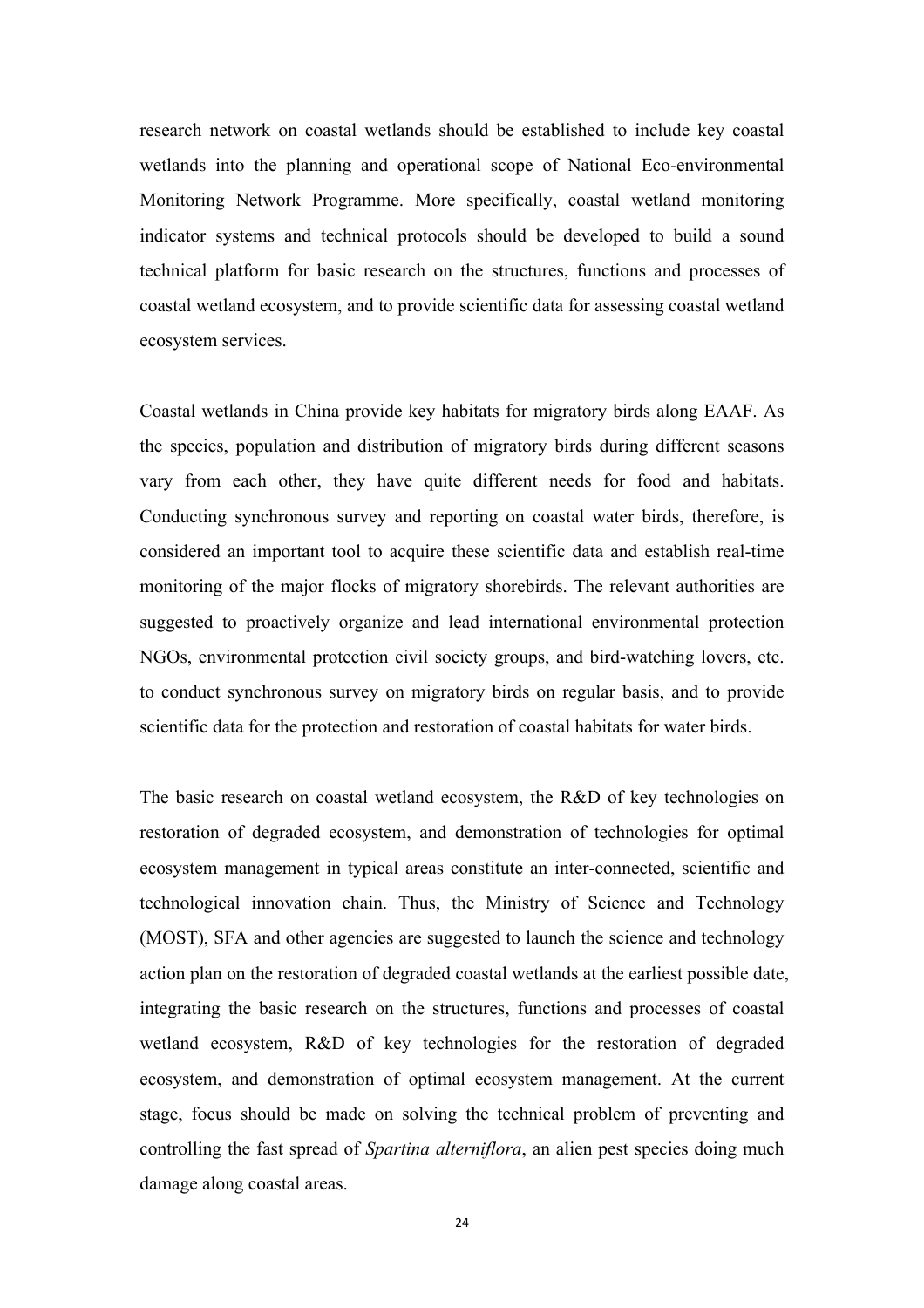research network on coastal wetlands should be established to include key coastal wetlands into the planning and operational scope of National Eco-environmental Monitoring Network Programme. More specifically, coastal wetland monitoring indicator systems and technical protocols should be developed to build a sound technical platform for basic research on the structures, functions and processes of coastal wetland ecosystem, and to provide scientific data for assessing coastal wetland ecosystem services.

Coastal wetlands in China provide key habitats for migratory birds along EAAF. As the species, population and distribution of migratory birds during different seasons vary from each other, they have quite different needs for food and habitats. Conducting synchronous survey and reporting on coastal water birds, therefore, is considered an important tool to acquire these scientific data and establish real-time monitoring of the major flocks of migratory shorebirds. The relevant authorities are suggested to proactively organize and lead international environmental protection NGOs, environmental protection civil society groups, and bird-watching lovers, etc. to conduct synchronous survey on migratory birds on regular basis, and to provide scientific data for the protection and restoration of coastal habitats for water birds.

The basic research on coastal wetland ecosystem, the R&D of key technologies on restoration of degraded ecosystem, and demonstration of technologies for optimal ecosystem management in typical areas constitute an inter-connected, scientific and technological innovation chain. Thus, the Ministry of Science and Technology (MOST), SFA and other agencies are suggested to launch the science and technology action plan on the restoration of degraded coastal wetlands at the earliest possible date, integrating the basic research on the structures, functions and processes of coastal wetland ecosystem, R&D of key technologies for the restoration of degraded ecosystem, and demonstration of optimal ecosystem management. At the current stage, focus should be made on solving the technical problem of preventing and controlling the fast spread of *Spartina alterniflora*, an alien pest species doing much damage along coastal areas.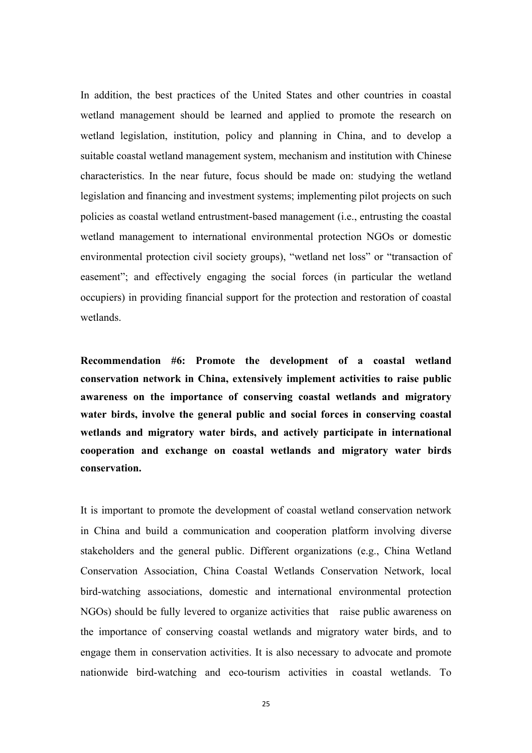In addition, the best practices of the United States and other countries in coastal wetland management should be learned and applied to promote the research on wetland legislation, institution, policy and planning in China, and to develop a suitable coastal wetland management system, mechanism and institution with Chinese characteristics. In the near future, focus should be made on: studying the wetland legislation and financing and investment systems; implementing pilot projects on such policies as coastal wetland entrustment-based management (i.e., entrusting the coastal wetland management to international environmental protection NGOs or domestic environmental protection civil society groups), "wetland net loss" or "transaction of easement"; and effectively engaging the social forces (in particular the wetland occupiers) in providing financial support for the protection and restoration of coastal wetlands.

**Recommendation #6: Promote the development of a coastal wetland conservation network in China, extensively implement activities to raise public awareness on the importance of conserving coastal wetlands and migratory water birds, involve the general public and social forces in conserving coastal wetlands and migratory water birds, and actively participate in international cooperation and exchange on coastal wetlands and migratory water birds conservation.**

It is important to promote the development of coastal wetland conservation network in China and build a communication and cooperation platform involving diverse stakeholders and the general public. Different organizations (e.g., China Wetland Conservation Association, China Coastal Wetlands Conservation Network, local bird-watching associations, domestic and international environmental protection NGOs) should be fully levered to organize activities that raise public awareness on the importance of conserving coastal wetlands and migratory water birds, and to engage them in conservation activities. It is also necessary to advocate and promote nationwide bird-watching and eco-tourism activities in coastal wetlands. To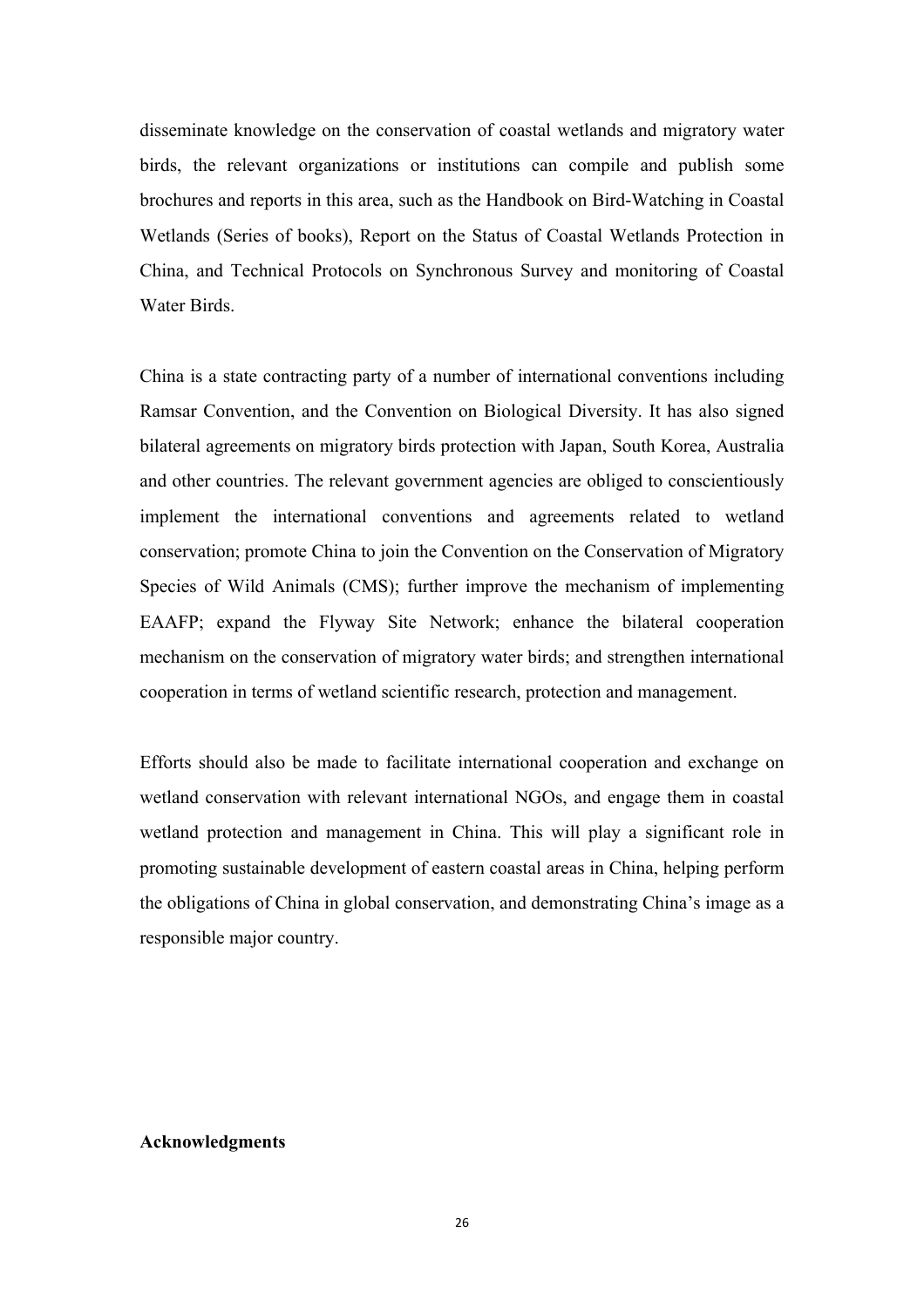disseminate knowledge on the conservation of coastal wetlands and migratory water birds, the relevant organizations or institutions can compile and publish some brochures and reports in this area, such as the Handbook on Bird-Watching in Coastal Wetlands (Series of books), Report on the Status of Coastal Wetlands Protection in China, and Technical Protocols on Synchronous Survey and monitoring of Coastal Water Birds.

China is a state contracting party of a number of international conventions including Ramsar Convention, and the Convention on Biological Diversity. It has also signed bilateral agreements on migratory birds protection with Japan, South Korea, Australia and other countries. The relevant government agencies are obliged to conscientiously implement the international conventions and agreements related to wetland conservation; promote China to join the Convention on the Conservation of Migratory Species of Wild Animals (CMS); further improve the mechanism of implementing EAAFP; expand the Flyway Site Network; enhance the bilateral cooperation mechanism on the conservation of migratory water birds; and strengthen international cooperation in terms of wetland scientific research, protection and management.

Efforts should also be made to facilitate international cooperation and exchange on wetland conservation with relevant international NGOs, and engage them in coastal wetland protection and management in China. This will play a significant role in promoting sustainable development of eastern coastal areas in China, helping perform the obligations of China in global conservation, and demonstrating China's image as a responsible major country.

**Acknowledgments**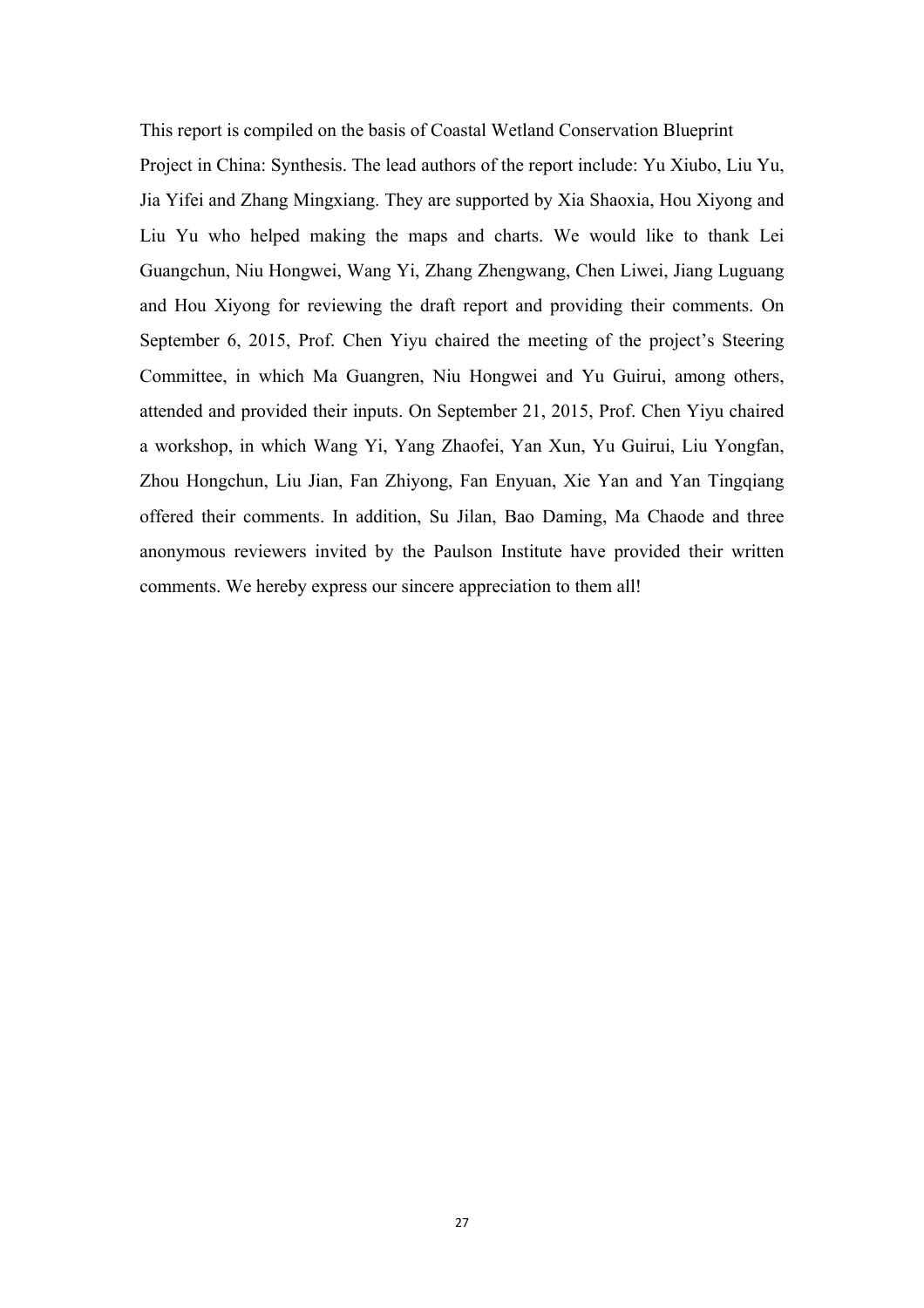This report is compiled on the basis of Coastal Wetland Conservation Blueprint Project in China: Synthesis. The lead authors of the report include: Yu Xiubo, Liu Yu, Jia Yifei and Zhang Mingxiang. They are supported by Xia Shaoxia, Hou Xiyong and Liu Yu who helped making the maps and charts. We would like to thank Lei Guangchun, Niu Hongwei, Wang Yi, Zhang Zhengwang, Chen Liwei, Jiang Luguang and Hou Xiyong for reviewing the draft report and providing their comments. On September 6, 2015, Prof. Chen Yiyu chaired the meeting of the project's Steering Committee, in which Ma Guangren, Niu Hongwei and Yu Guirui, among others, attended and provided their inputs. On September 21, 2015, Prof. Chen Yiyu chaired a workshop, in which Wang Yi, Yang Zhaofei, Yan Xun, Yu Guirui, Liu Yongfan, Zhou Hongchun, Liu Jian, Fan Zhiyong, Fan Enyuan, Xie Yan and Yan Tingqiang offered their comments. In addition, Su Jilan, Bao Daming, Ma Chaode and three anonymous reviewers invited by the Paulson Institute have provided their written comments. We hereby express our sincere appreciation to them all!